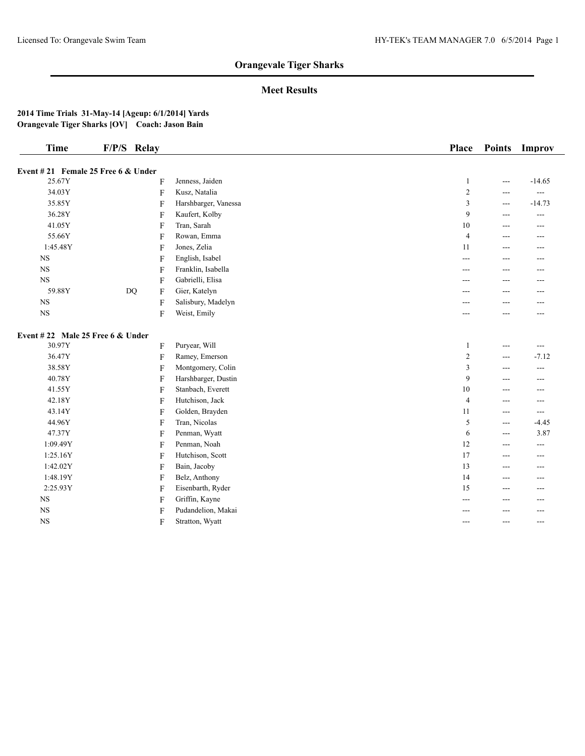# Orangevale Tiger Sharks

## Meet Results

**2014 Time Trials 31-May-14 [Ageup: 6/1/2014] Yards**
**Orangevale Tiger Sharks [OV] Coach: Jason Bain**

| Time | F/P/S | Relay | | Place | Points | Improv |
|---|---|---|---|---|---|---|
| **Event # 21 Female 25 Free 6 & Under** | | | | | | |
| 25.67Y | | F | Jenness, Jaiden | 1 | --- | -14.65 |
| 34.03Y | | F | Kusz, Natalia | 2 | --- | --- |
| 35.85Y | | F | Harshbarger, Vanessa | 3 | --- | -14.73 |
| 36.28Y | | F | Kaufert, Kolby | 9 | --- | --- |
| 41.05Y | | F | Tran, Sarah | 10 | --- | --- |
| 55.66Y | | F | Rowan, Emma | 4 | --- | --- |
| 1:45.48Y | | F | Jones, Zelia | 11 | --- | --- |
| NS | | F | English, Isabel | --- | --- | --- |
| NS | | F | Franklin, Isabella | --- | --- | --- |
| NS | | F | Gabrielli, Elisa | --- | --- | --- |
| 59.88Y | DQ | F | Gier, Katelyn | --- | --- | --- |
| NS | | F | Salisbury, Madelyn | --- | --- | --- |
| NS | | F | Weist, Emily | --- | --- | --- |
| **Event # 22 Male 25 Free 6 & Under** | | | | | | |
| 30.97Y | | F | Puryear, Will | 1 | --- | --- |
| 36.47Y | | F | Ramey, Emerson | 2 | --- | -7.12 |
| 38.58Y | | F | Montgomery, Colin | 3 | --- | --- |
| 40.78Y | | F | Harshbarger, Dustin | 9 | --- | --- |
| 41.55Y | | F | Stanbach, Everett | 10 | --- | --- |
| 42.18Y | | F | Hutchison, Jack | 4 | --- | --- |
| 43.14Y | | F | Golden, Brayden | 11 | --- | --- |
| 44.96Y | | F | Tran, Nicolas | 5 | --- | -4.45 |
| 47.37Y | | F | Penman, Wyatt | 6 | --- | 3.87 |
| 1:09.49Y | | F | Penman, Noah | 12 | --- | --- |
| 1:25.16Y | | F | Hutchison, Scott | 17 | --- | --- |
| 1:42.02Y | | F | Bain, Jacoby | 13 | --- | --- |
| 1:48.19Y | | F | Belz, Anthony | 14 | --- | --- |
| 2:25.93Y | | F | Eisenbarth, Ryder | 15 | --- | --- |
| NS | | F | Griffin, Kayne | --- | --- | --- |
| NS | | F | Pudandelion, Makai | --- | --- | --- |
| NS | | F | Stratton, Wyatt | --- | --- | --- |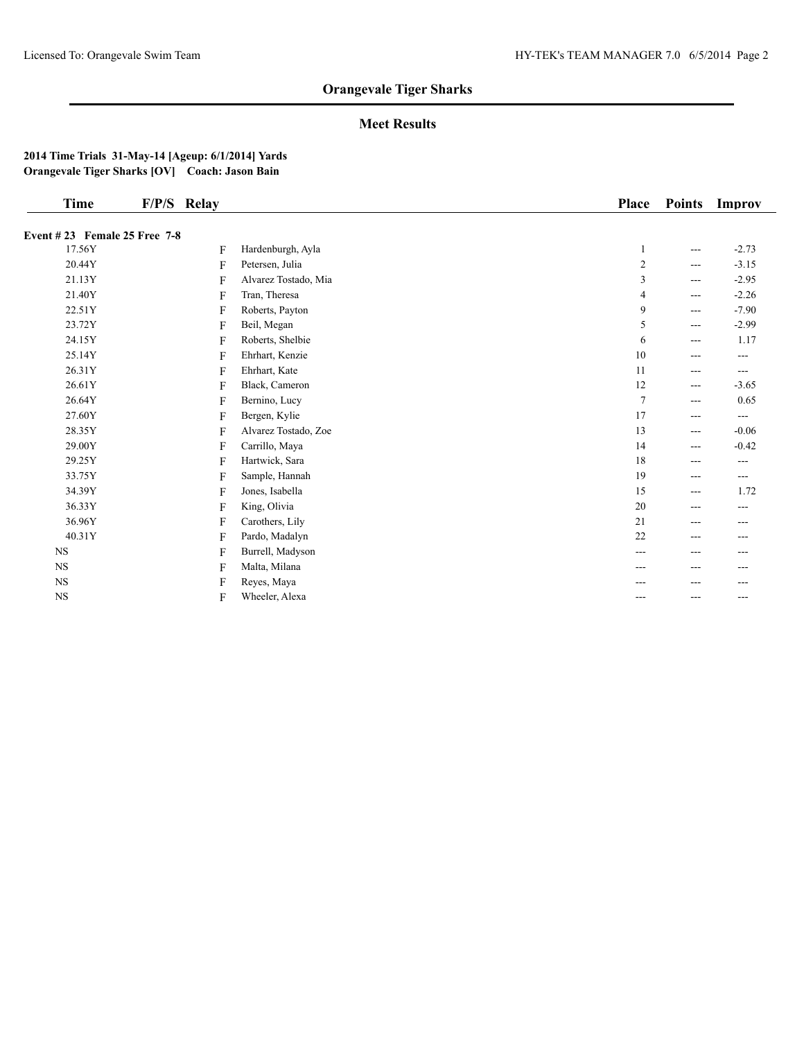## Orangevale Tiger Sharks

### Meet Results

**2014 Time Trials 31-May-14 [Ageup: 6/1/2014] Yards**
**Orangevale Tiger Sharks [OV] Coach: Jason Bain**

| Time | F/P/S | Relay | Place | Points | Improv |
|---|---|---|---|---|---|
| **Event # 23 Female 25 Free 7-8** | | | | | |
| 17.56Y | F | Hardenburgh, Ayla | 1 | --- | -2.73 |
| 20.44Y | F | Petersen, Julia | 2 | --- | -3.15 |
| 21.13Y | F | Alvarez Tostado, Mia | 3 | --- | -2.95 |
| 21.40Y | F | Tran, Theresa | 4 | --- | -2.26 |
| 22.51Y | F | Roberts, Payton | 9 | --- | -7.90 |
| 23.72Y | F | Beil, Megan | 5 | --- | -2.99 |
| 24.15Y | F | Roberts, Shelbie | 6 | --- | 1.17 |
| 25.14Y | F | Ehrhart, Kenzie | 10 | --- | --- |
| 26.31Y | F | Ehrhart, Kate | 11 | --- | --- |
| 26.61Y | F | Black, Cameron | 12 | --- | -3.65 |
| 26.64Y | F | Bernino, Lucy | 7 | --- | 0.65 |
| 27.60Y | F | Bergen, Kylie | 17 | --- | --- |
| 28.35Y | F | Alvarez Tostado, Zoe | 13 | --- | -0.06 |
| 29.00Y | F | Carrillo, Maya | 14 | --- | -0.42 |
| 29.25Y | F | Hartwick, Sara | 18 | --- | --- |
| 33.75Y | F | Sample, Hannah | 19 | --- | --- |
| 34.39Y | F | Jones, Isabella | 15 | --- | 1.72 |
| 36.33Y | F | King, Olivia | 20 | --- | --- |
| 36.96Y | F | Carothers, Lily | 21 | --- | --- |
| 40.31Y | F | Pardo, Madalyn | 22 | --- | --- |
| NS | F | Burrell, Madyson | --- | --- | --- |
| NS | F | Malta, Milana | --- | --- | --- |
| NS | F | Reyes, Maya | --- | --- | --- |
| NS | F | Wheeler, Alexa | --- | --- | --- |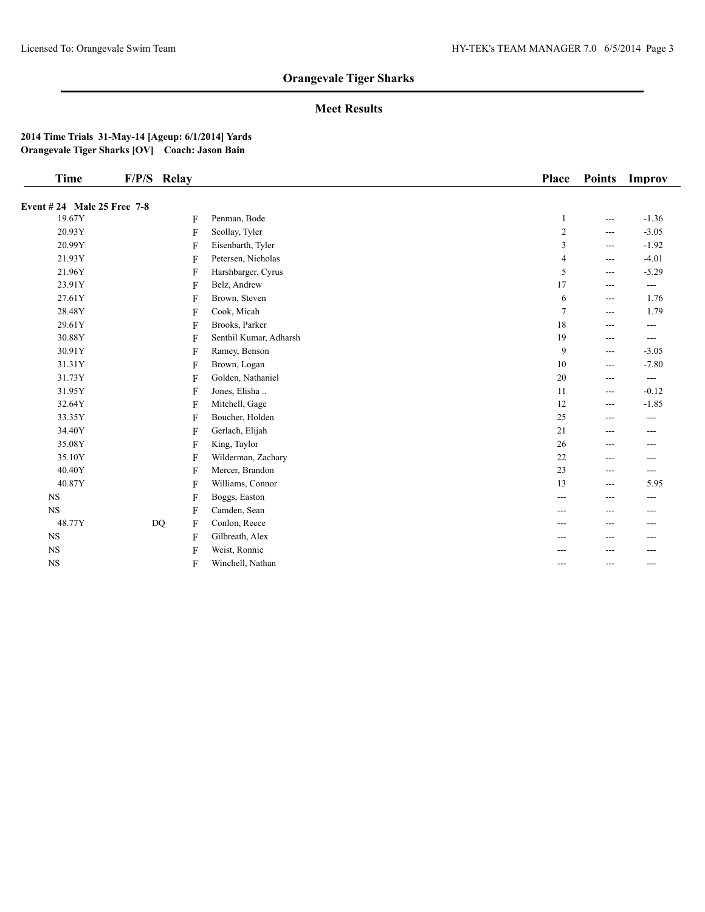## Orangevale Tiger Sharks

### Meet Results

**2014 Time Trials 31-May-14 [Ageup: 6/1/2014] Yards**
**Orangevale Tiger Sharks [OV] Coach: Jason Bain**

| Time | F/P/S | Relay | | Place | Points | Improv |
|---|---|---|---|---|---|---|
| **Event # 24 Male 25 Free 7-8** | | | | | | |
| 19.67Y | | F | Penman, Bode | 1 | --- | -1.36 |
| 20.93Y | | F | Scollay, Tyler | 2 | --- | -3.05 |
| 20.99Y | | F | Eisenbarth, Tyler | 3 | --- | -1.92 |
| 21.93Y | | F | Petersen, Nicholas | 4 | --- | -4.01 |
| 21.96Y | | F | Harshbarger, Cyrus | 5 | --- | -5.29 |
| 23.91Y | | F | Belz, Andrew | 17 | --- | --- |
| 27.61Y | | F | Brown, Steven | 6 | --- | 1.76 |
| 28.48Y | | F | Cook, Micah | 7 | --- | 1.79 |
| 29.61Y | | F | Brooks, Parker | 18 | --- | --- |
| 30.88Y | | F | Senthil Kumar, Adharsh | 19 | --- | --- |
| 30.91Y | | F | Ramey, Benson | 9 | --- | -3.05 |
| 31.31Y | | F | Brown, Logan | 10 | --- | -7.80 |
| 31.73Y | | F | Golden, Nathaniel | 20 | --- | --- |
| 31.95Y | | F | Jones, Elisha .. | 11 | --- | -0.12 |
| 32.64Y | | F | Mitchell, Gage | 12 | --- | -1.85 |
| 33.35Y | | F | Boucher, Holden | 25 | --- | --- |
| 34.40Y | | F | Gerlach, Elijah | 21 | --- | --- |
| 35.08Y | | F | King, Taylor | 26 | --- | --- |
| 35.10Y | | F | Wilderman, Zachary | 22 | --- | --- |
| 40.40Y | | F | Mercer, Brandon | 23 | --- | --- |
| 40.87Y | | F | Williams, Connor | 13 | --- | 5.95 |
| NS | | F | Boggs, Easton | --- | --- | --- |
| NS | | F | Camden, Sean | --- | --- | --- |
| 48.77Y | DQ | F | Conlon, Reece | --- | --- | --- |
| NS | | F | Gilbreath, Alex | --- | --- | --- |
| NS | | F | Weist, Ronnie | --- | --- | --- |
| NS | | F | Winchell, Nathan | --- | --- | --- |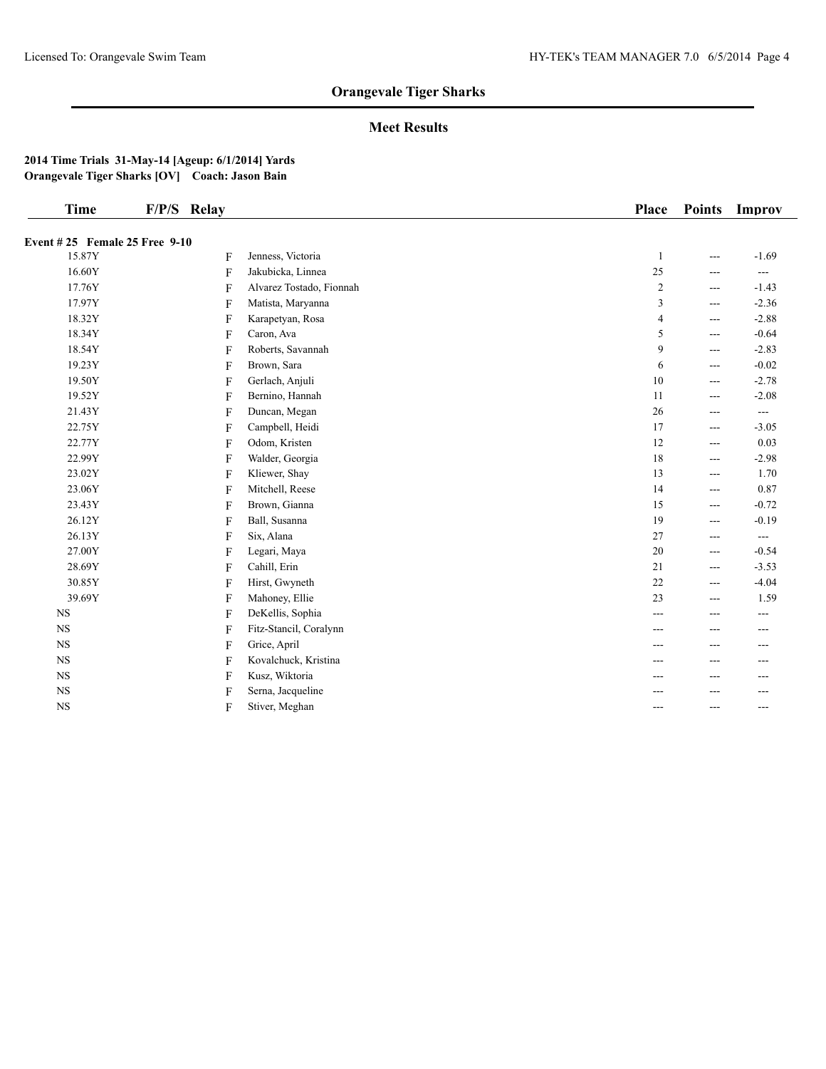## Orangevale Tiger Sharks

### Meet Results

**2014 Time Trials 31-May-14 [Ageup: 6/1/2014] Yards**
**Orangevale Tiger Sharks [OV] Coach: Jason Bain**

| Time | F/P/S | Relay | Place | Points | Improv |
|---|---|---|---|---|---|
| **Event # 25 Female 25 Free 9-10** | | | | | |
| 15.87Y | F | Jenness, Victoria | 1 | --- | -1.69 |
| 16.60Y | F | Jakubicka, Linnea | 25 | --- | --- |
| 17.76Y | F | Alvarez Tostado, Fionnah | 2 | --- | -1.43 |
| 17.97Y | F | Matista, Maryanna | 3 | --- | -2.36 |
| 18.32Y | F | Karapetyan, Rosa | 4 | --- | -2.88 |
| 18.34Y | F | Caron, Ava | 5 | --- | -0.64 |
| 18.54Y | F | Roberts, Savannah | 9 | --- | -2.83 |
| 19.23Y | F | Brown, Sara | 6 | --- | -0.02 |
| 19.50Y | F | Gerlach, Anjuli | 10 | --- | -2.78 |
| 19.52Y | F | Bernino, Hannah | 11 | --- | -2.08 |
| 21.43Y | F | Duncan, Megan | 26 | --- | --- |
| 22.75Y | F | Campbell, Heidi | 17 | --- | -3.05 |
| 22.77Y | F | Odom, Kristen | 12 | --- | 0.03 |
| 22.99Y | F | Walder, Georgia | 18 | --- | -2.98 |
| 23.02Y | F | Kliewer, Shay | 13 | --- | 1.70 |
| 23.06Y | F | Mitchell, Reese | 14 | --- | 0.87 |
| 23.43Y | F | Brown, Gianna | 15 | --- | -0.72 |
| 26.12Y | F | Ball, Susanna | 19 | --- | -0.19 |
| 26.13Y | F | Six, Alana | 27 | --- | --- |
| 27.00Y | F | Legari, Maya | 20 | --- | -0.54 |
| 28.69Y | F | Cahill, Erin | 21 | --- | -3.53 |
| 30.85Y | F | Hirst, Gwyneth | 22 | --- | -4.04 |
| 39.69Y | F | Mahoney, Ellie | 23 | --- | 1.59 |
| NS | F | DeKellis, Sophia | --- | --- | --- |
| NS | F | Fitz-Stancil, Coralynn | --- | --- | --- |
| NS | F | Grice, April | --- | --- | --- |
| NS | F | Kovalchuck, Kristina | --- | --- | --- |
| NS | F | Kusz, Wiktoria | --- | --- | --- |
| NS | F | Serna, Jacqueline | --- | --- | --- |
| NS | F | Stiver, Meghan | --- | --- | --- |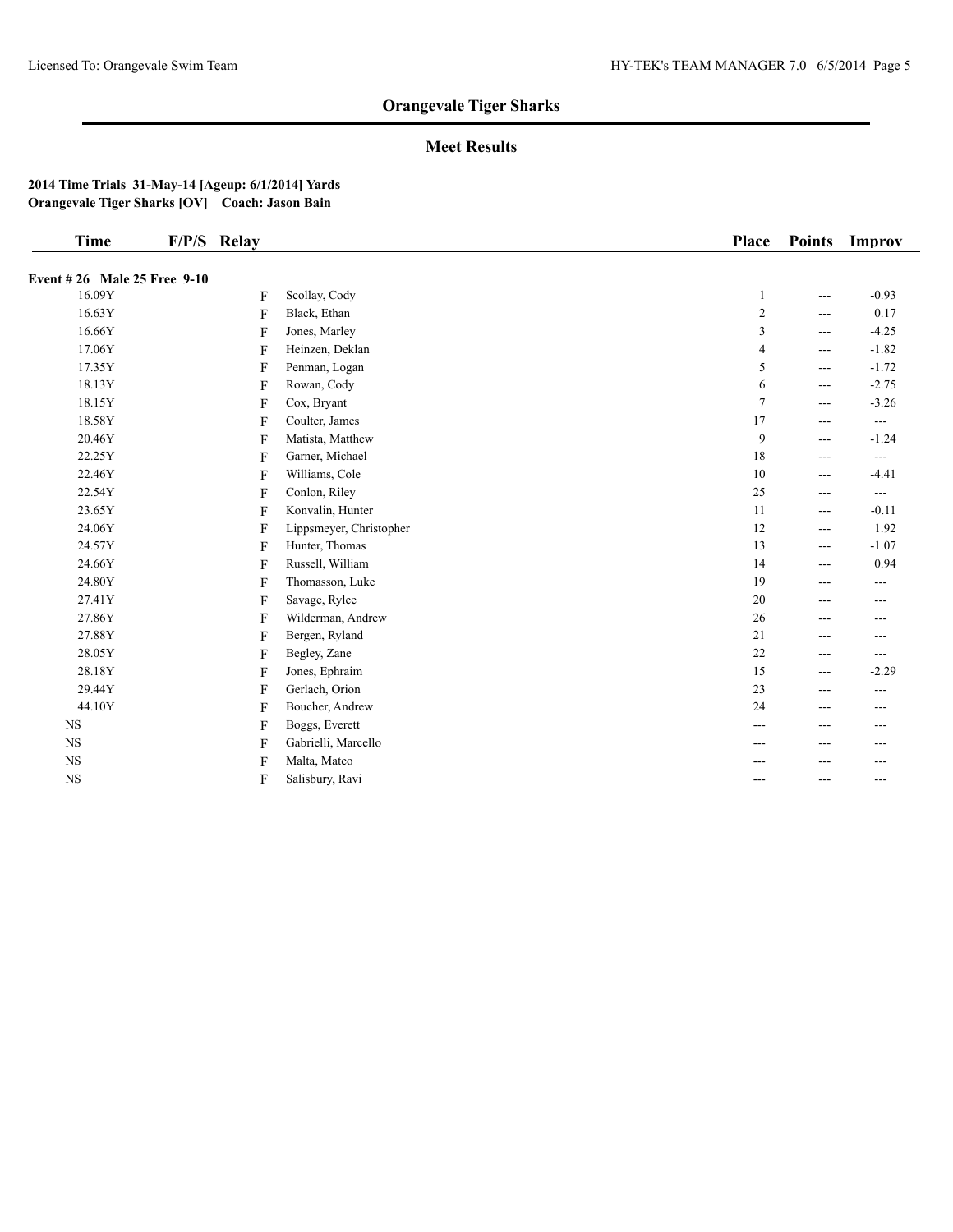## Orangevale Tiger Sharks

### Meet Results

**2014 Time Trials 31-May-14 [Ageup: 6/1/2014] Yards**
**Orangevale Tiger Sharks [OV] Coach: Jason Bain**

| Time | F/P/S | Relay | Place | Points | Improv |
|---|---|---|---|---|---|
| **Event # 26 Male 25 Free 9-10** | | | | | |
| 16.09Y | F | Scollay, Cody | 1 | --- | -0.93 |
| 16.63Y | F | Black, Ethan | 2 | --- | 0.17 |
| 16.66Y | F | Jones, Marley | 3 | --- | -4.25 |
| 17.06Y | F | Heinzen, Deklan | 4 | --- | -1.82 |
| 17.35Y | F | Penman, Logan | 5 | --- | -1.72 |
| 18.13Y | F | Rowan, Cody | 6 | --- | -2.75 |
| 18.15Y | F | Cox, Bryant | 7 | --- | -3.26 |
| 18.58Y | F | Coulter, James | 17 | --- | --- |
| 20.46Y | F | Matista, Matthew | 9 | --- | -1.24 |
| 22.25Y | F | Garner, Michael | 18 | --- | --- |
| 22.46Y | F | Williams, Cole | 10 | --- | -4.41 |
| 22.54Y | F | Conlon, Riley | 25 | --- | --- |
| 23.65Y | F | Konvalin, Hunter | 11 | --- | -0.11 |
| 24.06Y | F | Lippsmeyer, Christopher | 12 | --- | 1.92 |
| 24.57Y | F | Hunter, Thomas | 13 | --- | -1.07 |
| 24.66Y | F | Russell, William | 14 | --- | 0.94 |
| 24.80Y | F | Thomasson, Luke | 19 | --- | --- |
| 27.41Y | F | Savage, Rylee | 20 | --- | --- |
| 27.86Y | F | Wilderman, Andrew | 26 | --- | --- |
| 27.88Y | F | Bergen, Ryland | 21 | --- | --- |
| 28.05Y | F | Begley, Zane | 22 | --- | --- |
| 28.18Y | F | Jones, Ephraim | 15 | --- | -2.29 |
| 29.44Y | F | Gerlach, Orion | 23 | --- | --- |
| 44.10Y | F | Boucher, Andrew | 24 | --- | --- |
| NS | F | Boggs, Everett | --- | --- | --- |
| NS | F | Gabrielli, Marcello | --- | --- | --- |
| NS | F | Malta, Mateo | --- | --- | --- |
| NS | F | Salisbury, Ravi | --- | --- | --- |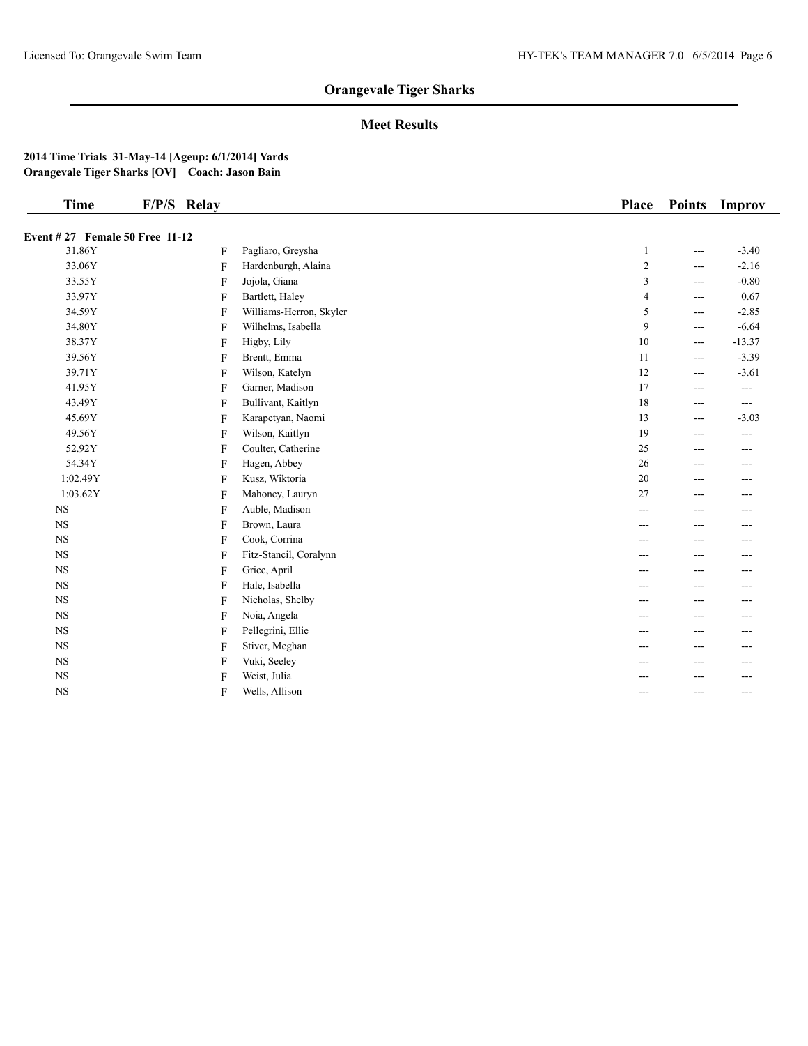# Orangevale Tiger Sharks

## Meet Results

**2014 Time Trials 31-May-14 [Ageup: 6/1/2014] Yards**
**Orangevale Tiger Sharks [OV] Coach: Jason Bain**

**Event # 27 Female 50 Free 11-12**

| Time | F/P/S | Relay | Place | Points | Improv |
|---|---|---|---|---|---|
| 31.86Y | F | Pagliaro, Greysha | 1 | --- | -3.40 |
| 33.06Y | F | Hardenburgh, Alaina | 2 | --- | -2.16 |
| 33.55Y | F | Jojola, Giana | 3 | --- | -0.80 |
| 33.97Y | F | Bartlett, Haley | 4 | --- | 0.67 |
| 34.59Y | F | Williams-Herron, Skyler | 5 | --- | -2.85 |
| 34.80Y | F | Wilhelms, Isabella | 9 | --- | -6.64 |
| 38.37Y | F | Higby, Lily | 10 | --- | -13.37 |
| 39.56Y | F | Brentt, Emma | 11 | --- | -3.39 |
| 39.71Y | F | Wilson, Katelyn | 12 | --- | -3.61 |
| 41.95Y | F | Garner, Madison | 17 | --- | --- |
| 43.49Y | F | Bullivant, Kaitlyn | 18 | --- | --- |
| 45.69Y | F | Karapetyan, Naomi | 13 | --- | -3.03 |
| 49.56Y | F | Wilson, Kaitlyn | 19 | --- | --- |
| 52.92Y | F | Coulter, Catherine | 25 | --- | --- |
| 54.34Y | F | Hagen, Abbey | 26 | --- | --- |
| 1:02.49Y | F | Kusz, Wiktoria | 20 | --- | --- |
| 1:03.62Y | F | Mahoney, Lauryn | 27 | --- | --- |
| NS | F | Auble, Madison | --- | --- | --- |
| NS | F | Brown, Laura | --- | --- | --- |
| NS | F | Cook, Corrina | --- | --- | --- |
| NS | F | Fitz-Stancil, Coralynn | --- | --- | --- |
| NS | F | Grice, April | --- | --- | --- |
| NS | F | Hale, Isabella | --- | --- | --- |
| NS | F | Nicholas, Shelby | --- | --- | --- |
| NS | F | Noia, Angela | --- | --- | --- |
| NS | F | Pellegrini, Ellie | --- | --- | --- |
| NS | F | Stiver, Meghan | --- | --- | --- |
| NS | F | Vuki, Seeley | --- | --- | --- |
| NS | F | Weist, Julia | --- | --- | --- |
| NS | F | Wells, Allison | --- | --- | --- |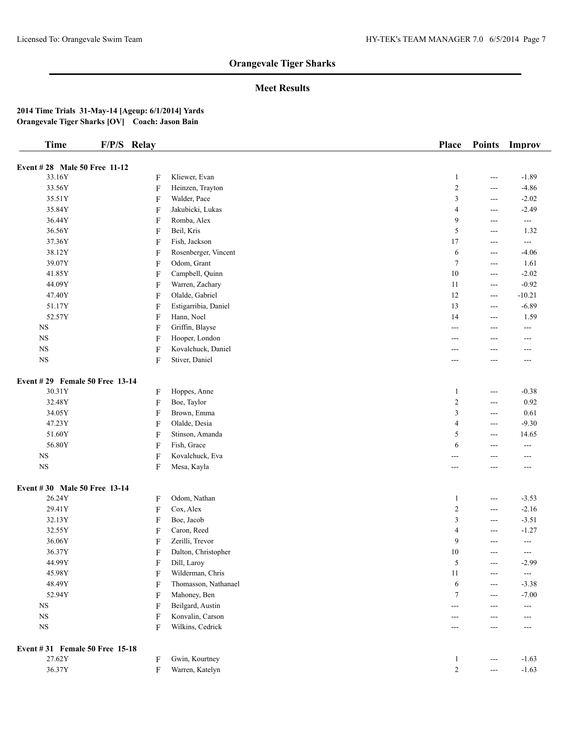## Orangevale Tiger Sharks

### Meet Results

**2014 Time Trials 31-May-14 [Ageup: 6/1/2014] Yards**
**Orangevale Tiger Sharks [OV] Coach: Jason Bain**

| Time | F/P/S | Relay | Place | Points | Improv |
|---|---|---|---|---|---|
| **Event # 28 Male 50 Free 11-12** | | | | | |
| 33.16Y | F | Kliewer, Evan | 1 | --- | -1.89 |
| 33.56Y | F | Heinzen, Trayton | 2 | --- | -4.86 |
| 35.51Y | F | Walder, Pace | 3 | --- | -2.02 |
| 35.84Y | F | Jakubicki, Lukas | 4 | --- | -2.49 |
| 36.44Y | F | Romba, Alex | 9 | --- | --- |
| 36.56Y | F | Beil, Kris | 5 | --- | 1.32 |
| 37.36Y | F | Fish, Jackson | 17 | --- | --- |
| 38.12Y | F | Rosenberger, Vincent | 6 | --- | -4.06 |
| 39.07Y | F | Odom, Grant | 7 | --- | 1.61 |
| 41.85Y | F | Campbell, Quinn | 10 | --- | -2.02 |
| 44.09Y | F | Warren, Zachary | 11 | --- | -0.92 |
| 47.40Y | F | Olalde, Gabriel | 12 | --- | -10.21 |
| 51.17Y | F | Estigarribia, Daniel | 13 | --- | -6.89 |
| 52.57Y | F | Hann, Noel | 14 | --- | 1.59 |
| NS | F | Griffin, Blayse | --- | --- | --- |
| NS | F | Hooper, London | --- | --- | --- |
| NS | F | Kovalchuck, Daniel | --- | --- | --- |
| NS | F | Stiver, Daniel | --- | --- | --- |
| **Event # 29 Female 50 Free 13-14** | | | | | |
| 30.31Y | F | Hoppes, Anne | 1 | --- | -0.38 |
| 32.48Y | F | Boe, Taylor | 2 | --- | 0.92 |
| 34.05Y | F | Brown, Emma | 3 | --- | 0.61 |
| 47.23Y | F | Olalde, Desia | 4 | --- | -9.30 |
| 51.60Y | F | Stinson, Amanda | 5 | --- | 14.65 |
| 56.80Y | F | Fish, Grace | 6 | --- | --- |
| NS | F | Kovalchuck, Eva | --- | --- | --- |
| NS | F | Mesa, Kayla | --- | --- | --- |
| **Event # 30 Male 50 Free 13-14** | | | | | |
| 26.24Y | F | Odom, Nathan | 1 | --- | -3.53 |
| 29.41Y | F | Cox, Alex | 2 | --- | -2.16 |
| 32.13Y | F | Boe, Jacob | 3 | --- | -3.51 |
| 32.55Y | F | Caron, Reed | 4 | --- | -1.27 |
| 36.06Y | F | Zerilli, Trevor | 9 | --- | --- |
| 36.37Y | F | Dalton, Christopher | 10 | --- | --- |
| 44.99Y | F | Dill, Laroy | 5 | --- | -2.99 |
| 45.98Y | F | Wilderman, Chris | 11 | --- | --- |
| 48.49Y | F | Thomasson, Nathanael | 6 | --- | -3.38 |
| 52.94Y | F | Mahoney, Ben | 7 | --- | -7.00 |
| NS | F | Beilgard, Austin | --- | --- | --- |
| NS | F | Konvalin, Carson | --- | --- | --- |
| NS | F | Wilkins, Cedrick | --- | --- | --- |
| **Event # 31 Female 50 Free 15-18** | | | | | |
| 27.62Y | F | Gwin, Kourtney | 1 | --- | -1.63 |
| 36.37Y | F | Warren, Katelyn | 2 | --- | -1.63 |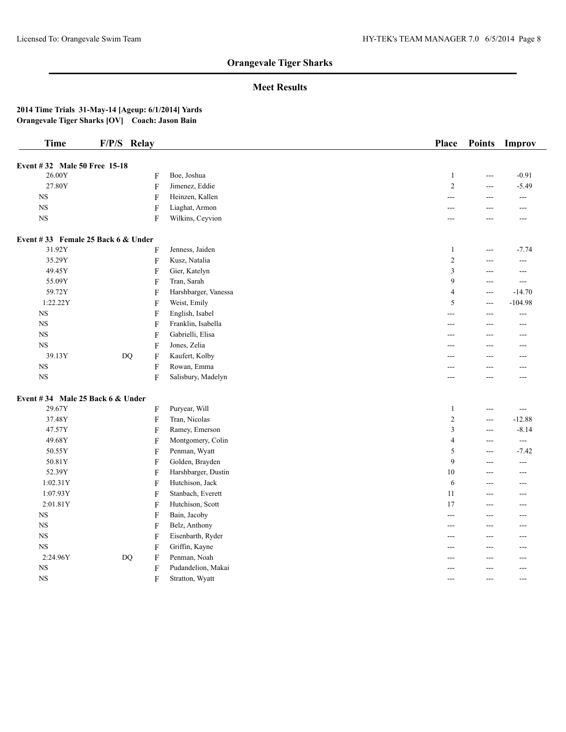## Orangevale Tiger Sharks

### Meet Results

**2014 Time Trials 31-May-14 [Ageup: 6/1/2014] Yards**
**Orangevale Tiger Sharks [OV] Coach: Jason Bain**

| Time | F/P/S | Relay | | Place | Points | Improv |
|---|---|---|---|---|---|---|
| **Event # 32 Male 50 Free 15-18** | | | | | | |
| 26.00Y | | F | Boe, Joshua | 1 | --- | -0.91 |
| 27.80Y | | F | Jimenez, Eddie | 2 | --- | -5.49 |
| NS | | F | Heinzen, Kallen | --- | --- | --- |
| NS | | F | Liaghat, Armon | --- | --- | --- |
| NS | | F | Wilkins, Ceyvion | --- | --- | --- |
| **Event # 33 Female 25 Back 6 & Under** | | | | | | |
| 31.92Y | | F | Jenness, Jaiden | 1 | --- | -7.74 |
| 35.29Y | | F | Kusz, Natalia | 2 | --- | --- |
| 49.45Y | | F | Gier, Katelyn | 3 | --- | --- |
| 55.09Y | | F | Tran, Sarah | 9 | --- | --- |
| 59.72Y | | F | Harshbarger, Vanessa | 4 | --- | -14.70 |
| 1:22.22Y | | F | Weist, Emily | 5 | --- | -104.98 |
| NS | | F | English, Isabel | --- | --- | --- |
| NS | | F | Franklin, Isabella | --- | --- | --- |
| NS | | F | Gabrielli, Elisa | --- | --- | --- |
| NS | | F | Jones, Zelia | --- | --- | --- |
| 39.13Y | DQ | F | Kaufert, Kolby | --- | --- | --- |
| NS | | F | Rowan, Emma | --- | --- | --- |
| NS | | F | Salisbury, Madelyn | --- | --- | --- |
| **Event # 34 Male 25 Back 6 & Under** | | | | | | |
| 29.67Y | | F | Puryear, Will | 1 | --- | --- |
| 37.48Y | | F | Tran, Nicolas | 2 | --- | -12.88 |
| 47.57Y | | F | Ramey, Emerson | 3 | --- | -8.14 |
| 49.68Y | | F | Montgomery, Colin | 4 | --- | --- |
| 50.55Y | | F | Penman, Wyatt | 5 | --- | -7.42 |
| 50.81Y | | F | Golden, Brayden | 9 | --- | --- |
| 52.39Y | | F | Harshbarger, Dustin | 10 | --- | --- |
| 1:02.31Y | | F | Hutchison, Jack | 6 | --- | --- |
| 1:07.93Y | | F | Stanbach, Everett | 11 | --- | --- |
| 2:01.81Y | | F | Hutchison, Scott | 17 | --- | --- |
| NS | | F | Bain, Jacoby | --- | --- | --- |
| NS | | F | Belz, Anthony | --- | --- | --- |
| NS | | F | Eisenbarth, Ryder | --- | --- | --- |
| NS | | F | Griffin, Kayne | --- | --- | --- |
| 2:24.96Y | DQ | F | Penman, Noah | --- | --- | --- |
| NS | | F | Pudandelion, Makai | --- | --- | --- |
| NS | | F | Stratton, Wyatt | --- | --- | --- |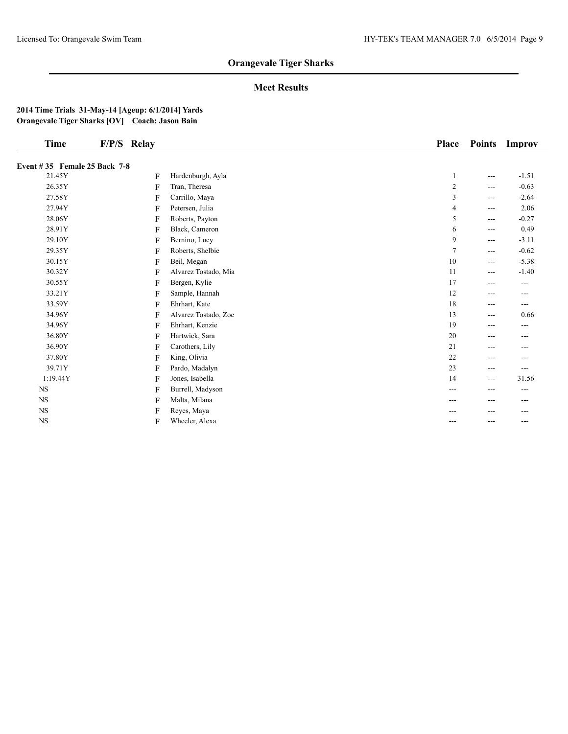## Orangevale Tiger Sharks

### Meet Results

**2014 Time Trials 31-May-14 [Ageup: 6/1/2014] Yards**
**Orangevale Tiger Sharks [OV] Coach: Jason Bain**

| Time | F/P/S | Relay | Place | Points | Improv |
|---|---|---|---|---|---|
| **Event # 35 Female 25 Back 7-8** | | | | | |
| 21.45Y | F | Hardenburgh, Ayla | 1 | --- | -1.51 |
| 26.35Y | F | Tran, Theresa | 2 | --- | -0.63 |
| 27.58Y | F | Carrillo, Maya | 3 | --- | -2.64 |
| 27.94Y | F | Petersen, Julia | 4 | --- | 2.06 |
| 28.06Y | F | Roberts, Payton | 5 | --- | -0.27 |
| 28.91Y | F | Black, Cameron | 6 | --- | 0.49 |
| 29.10Y | F | Bernino, Lucy | 9 | --- | -3.11 |
| 29.35Y | F | Roberts, Shelbie | 7 | --- | -0.62 |
| 30.15Y | F | Beil, Megan | 10 | --- | -5.38 |
| 30.32Y | F | Alvarez Tostado, Mia | 11 | --- | -1.40 |
| 30.55Y | F | Bergen, Kylie | 17 | --- | --- |
| 33.21Y | F | Sample, Hannah | 12 | --- | --- |
| 33.59Y | F | Ehrhart, Kate | 18 | --- | --- |
| 34.96Y | F | Alvarez Tostado, Zoe | 13 | --- | 0.66 |
| 34.96Y | F | Ehrhart, Kenzie | 19 | --- | --- |
| 36.80Y | F | Hartwick, Sara | 20 | --- | --- |
| 36.90Y | F | Carothers, Lily | 21 | --- | --- |
| 37.80Y | F | King, Olivia | 22 | --- | --- |
| 39.71Y | F | Pardo, Madalyn | 23 | --- | --- |
| 1:19.44Y | F | Jones, Isabella | 14 | --- | 31.56 |
| NS | F | Burrell, Madyson | --- | --- | --- |
| NS | F | Malta, Milana | --- | --- | --- |
| NS | F | Reyes, Maya | --- | --- | --- |
| NS | F | Wheeler, Alexa | --- | --- | --- |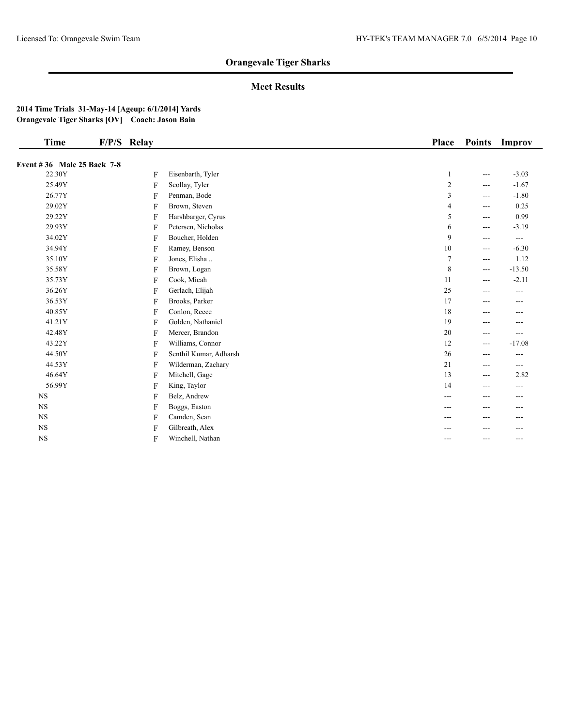## Orangevale Tiger Sharks

### Meet Results

**2014 Time Trials 31-May-14 [Ageup: 6/1/2014] Yards**
**Orangevale Tiger Sharks [OV] Coach: Jason Bain**

**Event # 36 Male 25 Back 7-8**

| Time | F/P/S | Relay | Place | Points | Improv |
|---|---|---|---|---|---|
| 22.30Y | F | Eisenbarth, Tyler | 1 | --- | -3.03 |
| 25.49Y | F | Scollay, Tyler | 2 | --- | -1.67 |
| 26.77Y | F | Penman, Bode | 3 | --- | -1.80 |
| 29.02Y | F | Brown, Steven | 4 | --- | 0.25 |
| 29.22Y | F | Harshbarger, Cyrus | 5 | --- | 0.99 |
| 29.93Y | F | Petersen, Nicholas | 6 | --- | -3.19 |
| 34.02Y | F | Boucher, Holden | 9 | --- | --- |
| 34.94Y | F | Ramey, Benson | 10 | --- | -6.30 |
| 35.10Y | F | Jones, Elisha .. | 7 | --- | 1.12 |
| 35.58Y | F | Brown, Logan | 8 | --- | -13.50 |
| 35.73Y | F | Cook, Micah | 11 | --- | -2.11 |
| 36.26Y | F | Gerlach, Elijah | 25 | --- | --- |
| 36.53Y | F | Brooks, Parker | 17 | --- | --- |
| 40.85Y | F | Conlon, Reece | 18 | --- | --- |
| 41.21Y | F | Golden, Nathaniel | 19 | --- | --- |
| 42.48Y | F | Mercer, Brandon | 20 | --- | --- |
| 43.22Y | F | Williams, Connor | 12 | --- | -17.08 |
| 44.50Y | F | Senthil Kumar, Adharsh | 26 | --- | --- |
| 44.53Y | F | Wilderman, Zachary | 21 | --- | --- |
| 46.64Y | F | Mitchell, Gage | 13 | --- | 2.82 |
| 56.99Y | F | King, Taylor | 14 | --- | --- |
| NS | F | Belz, Andrew | --- | --- | --- |
| NS | F | Boggs, Easton | --- | --- | --- |
| NS | F | Camden, Sean | --- | --- | --- |
| NS | F | Gilbreath, Alex | --- | --- | --- |
| NS | F | Winchell, Nathan | --- | --- | --- |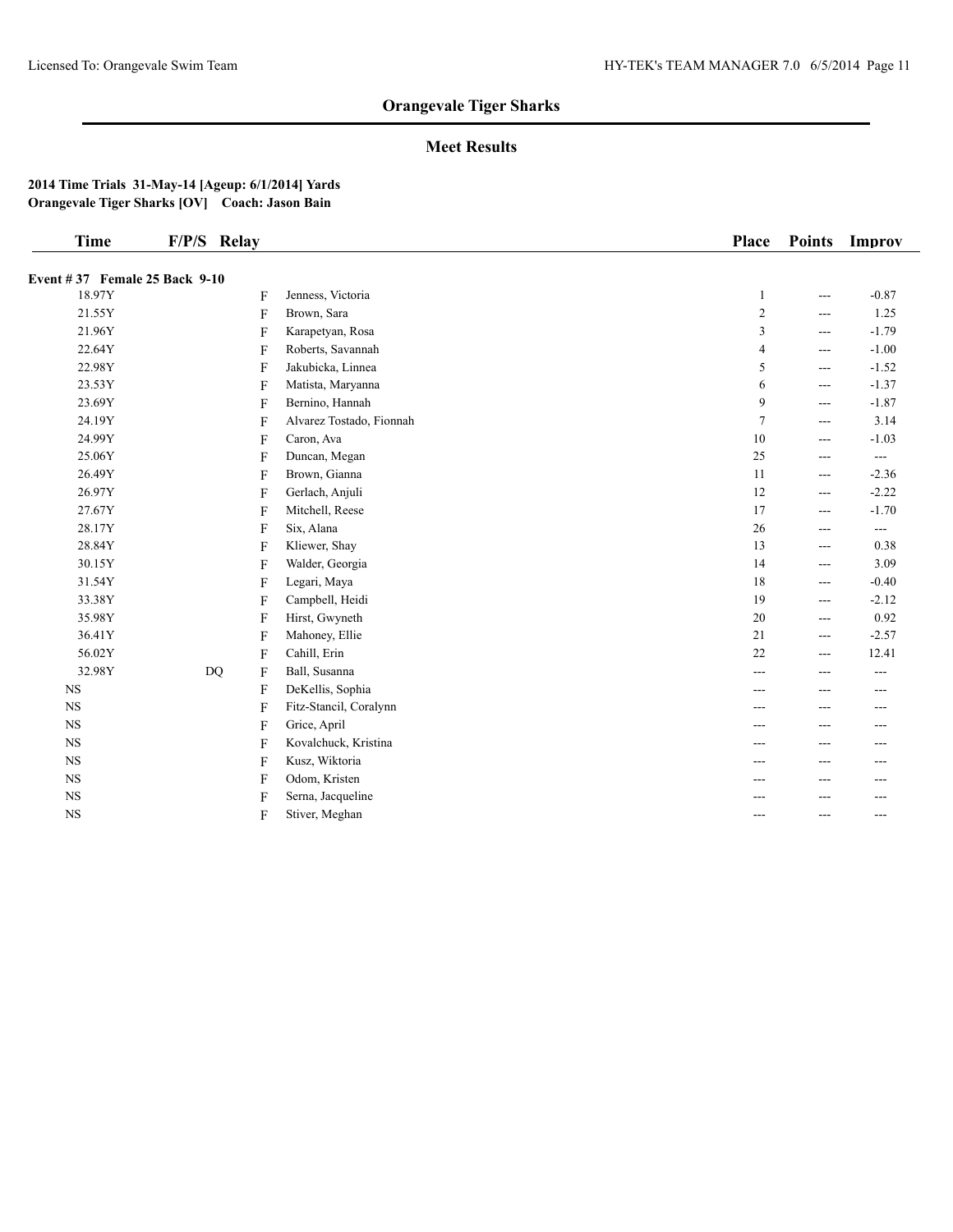## Orangevale Tiger Sharks

### Meet Results

**2014 Time Trials 31-May-14 [Ageup: 6/1/2014] Yards**
**Orangevale Tiger Sharks [OV] Coach: Jason Bain**

| Time | F/P/S | Relay | | Place | Points | Improv |
|---|---|---|---|---|---|---|
| **Event # 37 Female 25 Back 9-10** | | | | | | |
| 18.97Y | | F | Jenness, Victoria | 1 | --- | -0.87 |
| 21.55Y | | F | Brown, Sara | 2 | --- | 1.25 |
| 21.96Y | | F | Karapetyan, Rosa | 3 | --- | -1.79 |
| 22.64Y | | F | Roberts, Savannah | 4 | --- | -1.00 |
| 22.98Y | | F | Jakubicka, Linnea | 5 | --- | -1.52 |
| 23.53Y | | F | Matista, Maryanna | 6 | --- | -1.37 |
| 23.69Y | | F | Bernino, Hannah | 9 | --- | -1.87 |
| 24.19Y | | F | Alvarez Tostado, Fionnah | 7 | --- | 3.14 |
| 24.99Y | | F | Caron, Ava | 10 | --- | -1.03 |
| 25.06Y | | F | Duncan, Megan | 25 | --- | --- |
| 26.49Y | | F | Brown, Gianna | 11 | --- | -2.36 |
| 26.97Y | | F | Gerlach, Anjuli | 12 | --- | -2.22 |
| 27.67Y | | F | Mitchell, Reese | 17 | --- | -1.70 |
| 28.17Y | | F | Six, Alana | 26 | --- | --- |
| 28.84Y | | F | Kliewer, Shay | 13 | --- | 0.38 |
| 30.15Y | | F | Walder, Georgia | 14 | --- | 3.09 |
| 31.54Y | | F | Legari, Maya | 18 | --- | -0.40 |
| 33.38Y | | F | Campbell, Heidi | 19 | --- | -2.12 |
| 35.98Y | | F | Hirst, Gwyneth | 20 | --- | 0.92 |
| 36.41Y | | F | Mahoney, Ellie | 21 | --- | -2.57 |
| 56.02Y | | F | Cahill, Erin | 22 | --- | 12.41 |
| 32.98Y | DQ | F | Ball, Susanna | --- | --- | --- |
| NS | | F | DeKellis, Sophia | --- | --- | --- |
| NS | | F | Fitz-Stancil, Coralynn | --- | --- | --- |
| NS | | F | Grice, April | --- | --- | --- |
| NS | | F | Kovalchuck, Kristina | --- | --- | --- |
| NS | | F | Kusz, Wiktoria | --- | --- | --- |
| NS | | F | Odom, Kristen | --- | --- | --- |
| NS | | F | Serna, Jacqueline | --- | --- | --- |
| NS | | F | Stiver, Meghan | --- | --- | --- |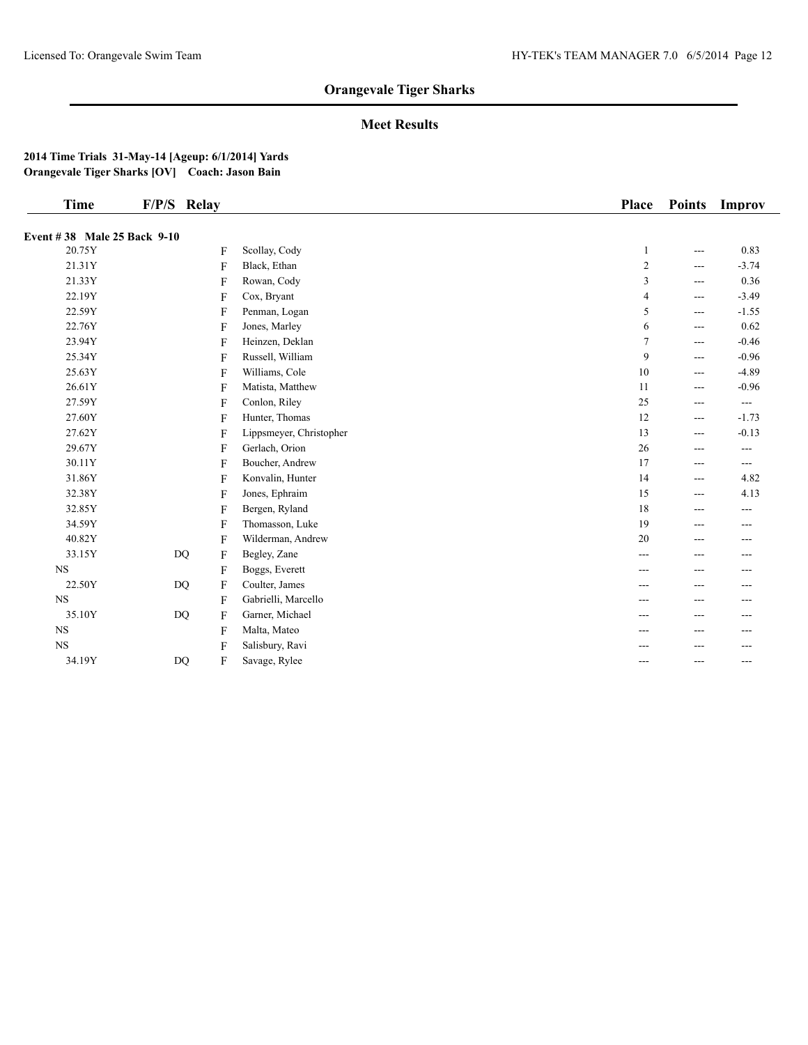## Orangevale Tiger Sharks

### Meet Results

**2014 Time Trials 31-May-14 [Ageup: 6/1/2014] Yards**
**Orangevale Tiger Sharks [OV] Coach: Jason Bain**

| Time | F/P/S | Relay | | Place | Points | Improv |
|---|---|---|---|---|---|---|
| **Event # 38 Male 25 Back 9-10** | | | | | | |
| 20.75Y | | F | Scollay, Cody | 1 | --- | 0.83 |
| 21.31Y | | F | Black, Ethan | 2 | --- | -3.74 |
| 21.33Y | | F | Rowan, Cody | 3 | --- | 0.36 |
| 22.19Y | | F | Cox, Bryant | 4 | --- | -3.49 |
| 22.59Y | | F | Penman, Logan | 5 | --- | -1.55 |
| 22.76Y | | F | Jones, Marley | 6 | --- | 0.62 |
| 23.94Y | | F | Heinzen, Deklan | 7 | --- | -0.46 |
| 25.34Y | | F | Russell, William | 9 | --- | -0.96 |
| 25.63Y | | F | Williams, Cole | 10 | --- | -4.89 |
| 26.61Y | | F | Matista, Matthew | 11 | --- | -0.96 |
| 27.59Y | | F | Conlon, Riley | 25 | --- | --- |
| 27.60Y | | F | Hunter, Thomas | 12 | --- | -1.73 |
| 27.62Y | | F | Lippsmeyer, Christopher | 13 | --- | -0.13 |
| 29.67Y | | F | Gerlach, Orion | 26 | --- | --- |
| 30.11Y | | F | Boucher, Andrew | 17 | --- | --- |
| 31.86Y | | F | Konvalin, Hunter | 14 | --- | 4.82 |
| 32.38Y | | F | Jones, Ephraim | 15 | --- | 4.13 |
| 32.85Y | | F | Bergen, Ryland | 18 | --- | --- |
| 34.59Y | | F | Thomasson, Luke | 19 | --- | --- |
| 40.82Y | | F | Wilderman, Andrew | 20 | --- | --- |
| 33.15Y | DQ | F | Begley, Zane | --- | --- | --- |
| NS | | F | Boggs, Everett | --- | --- | --- |
| 22.50Y | DQ | F | Coulter, James | --- | --- | --- |
| NS | | F | Gabrielli, Marcello | --- | --- | --- |
| 35.10Y | DQ | F | Garner, Michael | --- | --- | --- |
| NS | | F | Malta, Mateo | --- | --- | --- |
| NS | | F | Salisbury, Ravi | --- | --- | --- |
| 34.19Y | DQ | F | Savage, Rylee | --- | --- | --- |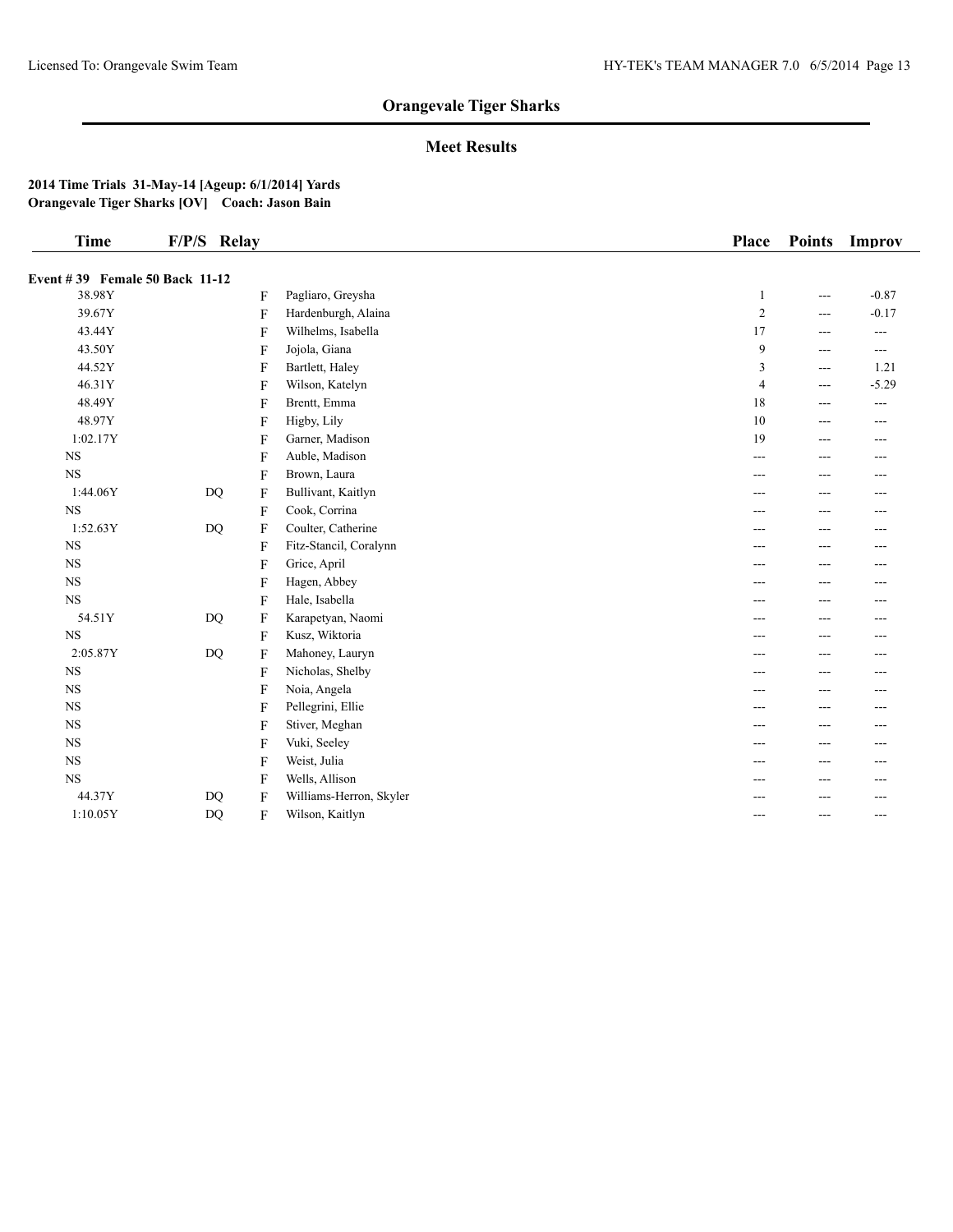## Orangevale Tiger Sharks

### Meet Results

**2014 Time Trials 31-May-14 [Ageup: 6/1/2014] Yards**
**Orangevale Tiger Sharks [OV] Coach: Jason Bain**

| Time | F/P/S | Relay | | Place | Points | Improv |
|---|---|---|---|---|---|---|
| **Event # 39 Female 50 Back 11-12** | | | | | | |
| 38.98Y | | F | Pagliaro, Greysha | 1 | --- | -0.87 |
| 39.67Y | | F | Hardenburgh, Alaina | 2 | --- | -0.17 |
| 43.44Y | | F | Wilhelms, Isabella | 17 | --- | --- |
| 43.50Y | | F | Jojola, Giana | 9 | --- | --- |
| 44.52Y | | F | Bartlett, Haley | 3 | --- | 1.21 |
| 46.31Y | | F | Wilson, Katelyn | 4 | --- | -5.29 |
| 48.49Y | | F | Brentt, Emma | 18 | --- | --- |
| 48.97Y | | F | Higby, Lily | 10 | --- | --- |
| 1:02.17Y | | F | Garner, Madison | 19 | --- | --- |
| NS | | F | Auble, Madison | --- | --- | --- |
| NS | | F | Brown, Laura | --- | --- | --- |
| 1:44.06Y | DQ | F | Bullivant, Kaitlyn | --- | --- | --- |
| NS | | F | Cook, Corrina | --- | --- | --- |
| 1:52.63Y | DQ | F | Coulter, Catherine | --- | --- | --- |
| NS | | F | Fitz-Stancil, Coralynn | --- | --- | --- |
| NS | | F | Grice, April | --- | --- | --- |
| NS | | F | Hagen, Abbey | --- | --- | --- |
| NS | | F | Hale, Isabella | --- | --- | --- |
| 54.51Y | DQ | F | Karapetyan, Naomi | --- | --- | --- |
| NS | | F | Kusz, Wiktoria | --- | --- | --- |
| 2:05.87Y | DQ | F | Mahoney, Lauryn | --- | --- | --- |
| NS | | F | Nicholas, Shelby | --- | --- | --- |
| NS | | F | Noia, Angela | --- | --- | --- |
| NS | | F | Pellegrini, Ellie | --- | --- | --- |
| NS | | F | Stiver, Meghan | --- | --- | --- |
| NS | | F | Vuki, Seeley | --- | --- | --- |
| NS | | F | Weist, Julia | --- | --- | --- |
| NS | | F | Wells, Allison | --- | --- | --- |
| 44.37Y | DQ | F | Williams-Herron, Skyler | --- | --- | --- |
| 1:10.05Y | DQ | F | Wilson, Kaitlyn | --- | --- | --- |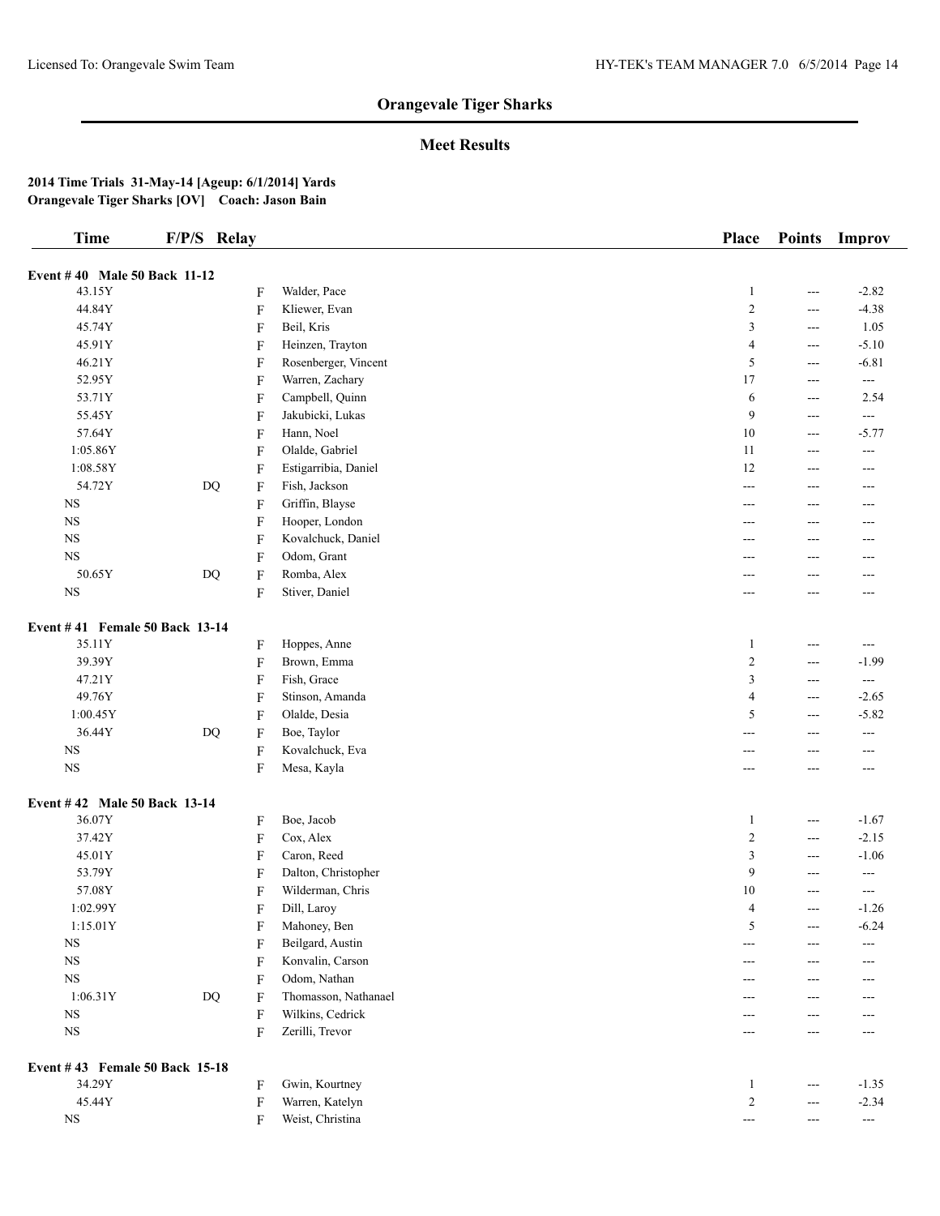## Orangevale Tiger Sharks

### Meet Results

**2014 Time Trials 31-May-14 [Ageup: 6/1/2014] Yards**
**Orangevale Tiger Sharks [OV] Coach: Jason Bain**

| Time | F/P/S | Relay | | Place | Points | Improv |
|---|---|---|---|---|---|---|
| **Event # 40 Male 50 Back 11-12** | | | | | | |
| 43.15Y | | F | Walder, Pace | 1 | --- | -2.82 |
| 44.84Y | | F | Kliewer, Evan | 2 | --- | -4.38 |
| 45.74Y | | F | Beil, Kris | 3 | --- | 1.05 |
| 45.91Y | | F | Heinzen, Trayton | 4 | --- | -5.10 |
| 46.21Y | | F | Rosenberger, Vincent | 5 | --- | -6.81 |
| 52.95Y | | F | Warren, Zachary | 17 | --- | --- |
| 53.71Y | | F | Campbell, Quinn | 6 | --- | 2.54 |
| 55.45Y | | F | Jakubicki, Lukas | 9 | --- | --- |
| 57.64Y | | F | Hann, Noel | 10 | --- | -5.77 |
| 1:05.86Y | | F | Olalde, Gabriel | 11 | --- | --- |
| 1:08.58Y | | F | Estigarribia, Daniel | 12 | --- | --- |
| 54.72Y | DQ | F | Fish, Jackson | --- | --- | --- |
| NS | | F | Griffin, Blayse | --- | --- | --- |
| NS | | F | Hooper, London | --- | --- | --- |
| NS | | F | Kovalchuck, Daniel | --- | --- | --- |
| NS | | F | Odom, Grant | --- | --- | --- |
| 50.65Y | DQ | F | Romba, Alex | --- | --- | --- |
| NS | | F | Stiver, Daniel | --- | --- | --- |
| **Event # 41 Female 50 Back 13-14** | | | | | | |
| 35.11Y | | F | Hoppes, Anne | 1 | --- | --- |
| 39.39Y | | F | Brown, Emma | 2 | --- | -1.99 |
| 47.21Y | | F | Fish, Grace | 3 | --- | --- |
| 49.76Y | | F | Stinson, Amanda | 4 | --- | -2.65 |
| 1:00.45Y | | F | Olalde, Desia | 5 | --- | -5.82 |
| 36.44Y | DQ | F | Boe, Taylor | --- | --- | --- |
| NS | | F | Kovalchuck, Eva | --- | --- | --- |
| NS | | F | Mesa, Kayla | --- | --- | --- |
| **Event # 42 Male 50 Back 13-14** | | | | | | |
| 36.07Y | | F | Boe, Jacob | 1 | --- | -1.67 |
| 37.42Y | | F | Cox, Alex | 2 | --- | -2.15 |
| 45.01Y | | F | Caron, Reed | 3 | --- | -1.06 |
| 53.79Y | | F | Dalton, Christopher | 9 | --- | --- |
| 57.08Y | | F | Wilderman, Chris | 10 | --- | --- |
| 1:02.99Y | | F | Dill, Laroy | 4 | --- | -1.26 |
| 1:15.01Y | | F | Mahoney, Ben | 5 | --- | -6.24 |
| NS | | F | Beilgard, Austin | --- | --- | --- |
| NS | | F | Konvalin, Carson | --- | --- | --- |
| NS | | F | Odom, Nathan | --- | --- | --- |
| 1:06.31Y | DQ | F | Thomasson, Nathanael | --- | --- | --- |
| NS | | F | Wilkins, Cedrick | --- | --- | --- |
| NS | | F | Zerilli, Trevor | --- | --- | --- |
| **Event # 43 Female 50 Back 15-18** | | | | | | |
| 34.29Y | | F | Gwin, Kourtney | 1 | --- | -1.35 |
| 45.44Y | | F | Warren, Katelyn | 2 | --- | -2.34 |
| NS | | F | Weist, Christina | --- | --- | --- |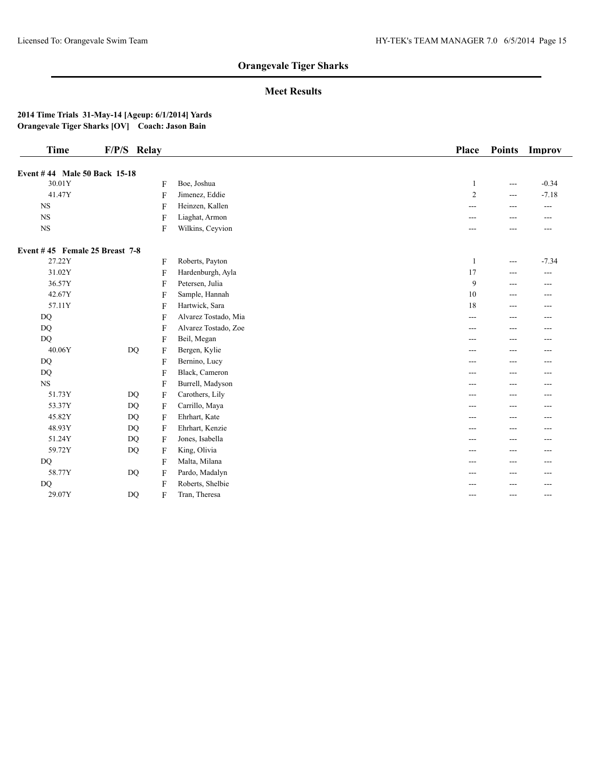## Orangevale Tiger Sharks

### Meet Results

**2014 Time Trials 31-May-14 [Ageup: 6/1/2014] Yards**
**Orangevale Tiger Sharks [OV] Coach: Jason Bain**

| Time | F/P/S | Relay | | Place | Points | Improv |
|---|---|---|---|---|---|---|
| **Event # 44 Male 50 Back 15-18** | | | | | | |
| 30.01Y | | F | Boe, Joshua | 1 | --- | -0.34 |
| 41.47Y | | F | Jimenez, Eddie | 2 | --- | -7.18 |
| NS | | F | Heinzen, Kallen | --- | --- | --- |
| NS | | F | Liaghat, Armon | --- | --- | --- |
| NS | | F | Wilkins, Ceyvion | --- | --- | --- |
| **Event # 45 Female 25 Breast 7-8** | | | | | | |
| 27.22Y | | F | Roberts, Payton | 1 | --- | -7.34 |
| 31.02Y | | F | Hardenburgh, Ayla | 17 | --- | --- |
| 36.57Y | | F | Petersen, Julia | 9 | --- | --- |
| 42.67Y | | F | Sample, Hannah | 10 | --- | --- |
| 57.11Y | | F | Hartwick, Sara | 18 | --- | --- |
| DQ | | F | Alvarez Tostado, Mia | --- | --- | --- |
| DQ | | F | Alvarez Tostado, Zoe | --- | --- | --- |
| DQ | | F | Beil, Megan | --- | --- | --- |
| 40.06Y | DQ | F | Bergen, Kylie | --- | --- | --- |
| DQ | | F | Bernino, Lucy | --- | --- | --- |
| DQ | | F | Black, Cameron | --- | --- | --- |
| NS | | F | Burrell, Madyson | --- | --- | --- |
| 51.73Y | DQ | F | Carothers, Lily | --- | --- | --- |
| 53.37Y | DQ | F | Carrillo, Maya | --- | --- | --- |
| 45.82Y | DQ | F | Ehrhart, Kate | --- | --- | --- |
| 48.93Y | DQ | F | Ehrhart, Kenzie | --- | --- | --- |
| 51.24Y | DQ | F | Jones, Isabella | --- | --- | --- |
| 59.72Y | DQ | F | King, Olivia | --- | --- | --- |
| DQ | | F | Malta, Milana | --- | --- | --- |
| 58.77Y | DQ | F | Pardo, Madalyn | --- | --- | --- |
| DQ | | F | Roberts, Shelbie | --- | --- | --- |
| 29.07Y | DQ | F | Tran, Theresa | --- | --- | --- |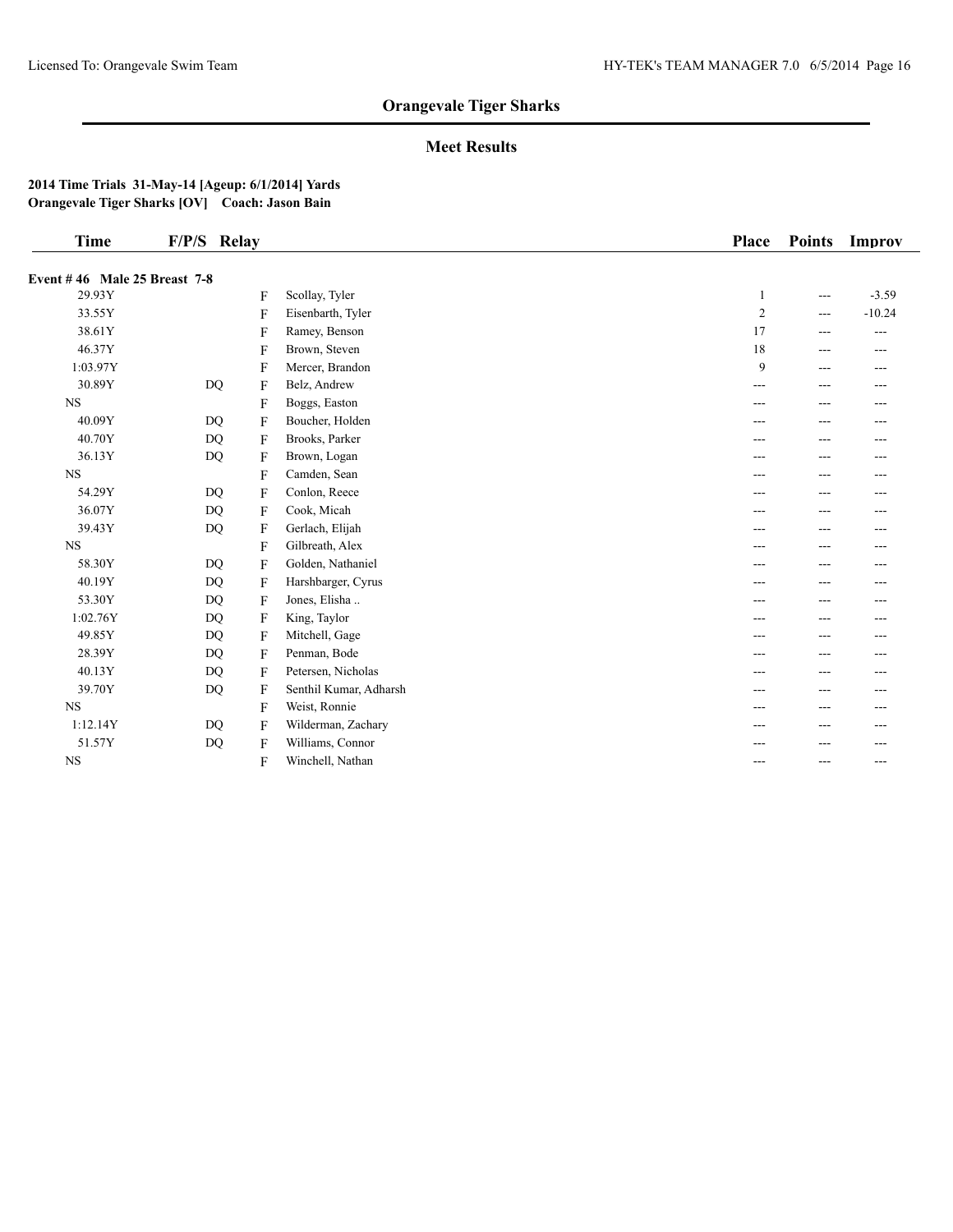## Orangevale Tiger Sharks

### Meet Results

**2014 Time Trials 31-May-14 [Ageup: 6/1/2014] Yards**
**Orangevale Tiger Sharks [OV] Coach: Jason Bain**

| Time | F/P/S | Relay | | Place | Points | Improv |
|---|---|---|---|---|---|---|
| **Event # 46 Male 25 Breast 7-8** | | | | | | |
| 29.93Y | | F | Scollay, Tyler | 1 | --- | -3.59 |
| 33.55Y | | F | Eisenbarth, Tyler | 2 | --- | -10.24 |
| 38.61Y | | F | Ramey, Benson | 17 | --- | --- |
| 46.37Y | | F | Brown, Steven | 18 | --- | --- |
| 1:03.97Y | | F | Mercer, Brandon | 9 | --- | --- |
| 30.89Y | DQ | F | Belz, Andrew | --- | --- | --- |
| NS | | F | Boggs, Easton | --- | --- | --- |
| 40.09Y | DQ | F | Boucher, Holden | --- | --- | --- |
| 40.70Y | DQ | F | Brooks, Parker | --- | --- | --- |
| 36.13Y | DQ | F | Brown, Logan | --- | --- | --- |
| NS | | F | Camden, Sean | --- | --- | --- |
| 54.29Y | DQ | F | Conlon, Reece | --- | --- | --- |
| 36.07Y | DQ | F | Cook, Micah | --- | --- | --- |
| 39.43Y | DQ | F | Gerlach, Elijah | --- | --- | --- |
| NS | | F | Gilbreath, Alex | --- | --- | --- |
| 58.30Y | DQ | F | Golden, Nathaniel | --- | --- | --- |
| 40.19Y | DQ | F | Harshbarger, Cyrus | --- | --- | --- |
| 53.30Y | DQ | F | Jones, Elisha .. | --- | --- | --- |
| 1:02.76Y | DQ | F | King, Taylor | --- | --- | --- |
| 49.85Y | DQ | F | Mitchell, Gage | --- | --- | --- |
| 28.39Y | DQ | F | Penman, Bode | --- | --- | --- |
| 40.13Y | DQ | F | Petersen, Nicholas | --- | --- | --- |
| 39.70Y | DQ | F | Senthil Kumar, Adharsh | --- | --- | --- |
| NS | | F | Weist, Ronnie | --- | --- | --- |
| 1:12.14Y | DQ | F | Wilderman, Zachary | --- | --- | --- |
| 51.57Y | DQ | F | Williams, Connor | --- | --- | --- |
| NS | | F | Winchell, Nathan | --- | --- | --- |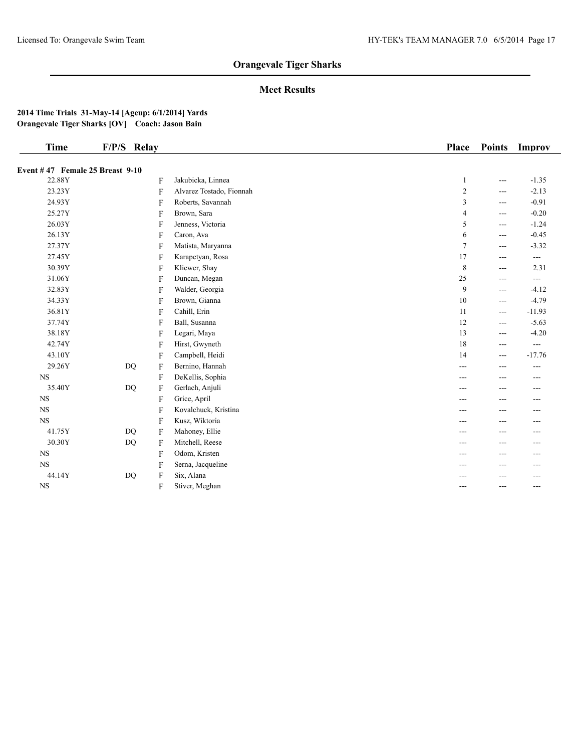## Orangevale Tiger Sharks

### Meet Results

**2014 Time Trials 31-May-14 [Ageup: 6/1/2014] Yards**
**Orangevale Tiger Sharks [OV] Coach: Jason Bain**

| Time | F/P/S | Relay | | Place | Points | Improv |
|---|---|---|---|---|---|---|
| **Event # 47 Female 25 Breast 9-10** | | | | | | |
| 22.88Y | | F | Jakubicka, Linnea | 1 | --- | -1.35 |
| 23.23Y | | F | Alvarez Tostado, Fionnah | 2 | --- | -2.13 |
| 24.93Y | | F | Roberts, Savannah | 3 | --- | -0.91 |
| 25.27Y | | F | Brown, Sara | 4 | --- | -0.20 |
| 26.03Y | | F | Jenness, Victoria | 5 | --- | -1.24 |
| 26.13Y | | F | Caron, Ava | 6 | --- | -0.45 |
| 27.37Y | | F | Matista, Maryanna | 7 | --- | -3.32 |
| 27.45Y | | F | Karapetyan, Rosa | 17 | --- | --- |
| 30.39Y | | F | Kliewer, Shay | 8 | --- | 2.31 |
| 31.06Y | | F | Duncan, Megan | 25 | --- | --- |
| 32.83Y | | F | Walder, Georgia | 9 | --- | -4.12 |
| 34.33Y | | F | Brown, Gianna | 10 | --- | -4.79 |
| 36.81Y | | F | Cahill, Erin | 11 | --- | -11.93 |
| 37.74Y | | F | Ball, Susanna | 12 | --- | -5.63 |
| 38.18Y | | F | Legari, Maya | 13 | --- | -4.20 |
| 42.74Y | | F | Hirst, Gwyneth | 18 | --- | --- |
| 43.10Y | | F | Campbell, Heidi | 14 | --- | -17.76 |
| 29.26Y | DQ | F | Bernino, Hannah | --- | --- | --- |
| NS | | F | DeKellis, Sophia | --- | --- | --- |
| 35.40Y | DQ | F | Gerlach, Anjuli | --- | --- | --- |
| NS | | F | Grice, April | --- | --- | --- |
| NS | | F | Kovalchuck, Kristina | --- | --- | --- |
| NS | | F | Kusz, Wiktoria | --- | --- | --- |
| 41.75Y | DQ | F | Mahoney, Ellie | --- | --- | --- |
| 30.30Y | DQ | F | Mitchell, Reese | --- | --- | --- |
| NS | | F | Odom, Kristen | --- | --- | --- |
| NS | | F | Serna, Jacqueline | --- | --- | --- |
| 44.14Y | DQ | F | Six, Alana | --- | --- | --- |
| NS | | F | Stiver, Meghan | --- | --- | --- |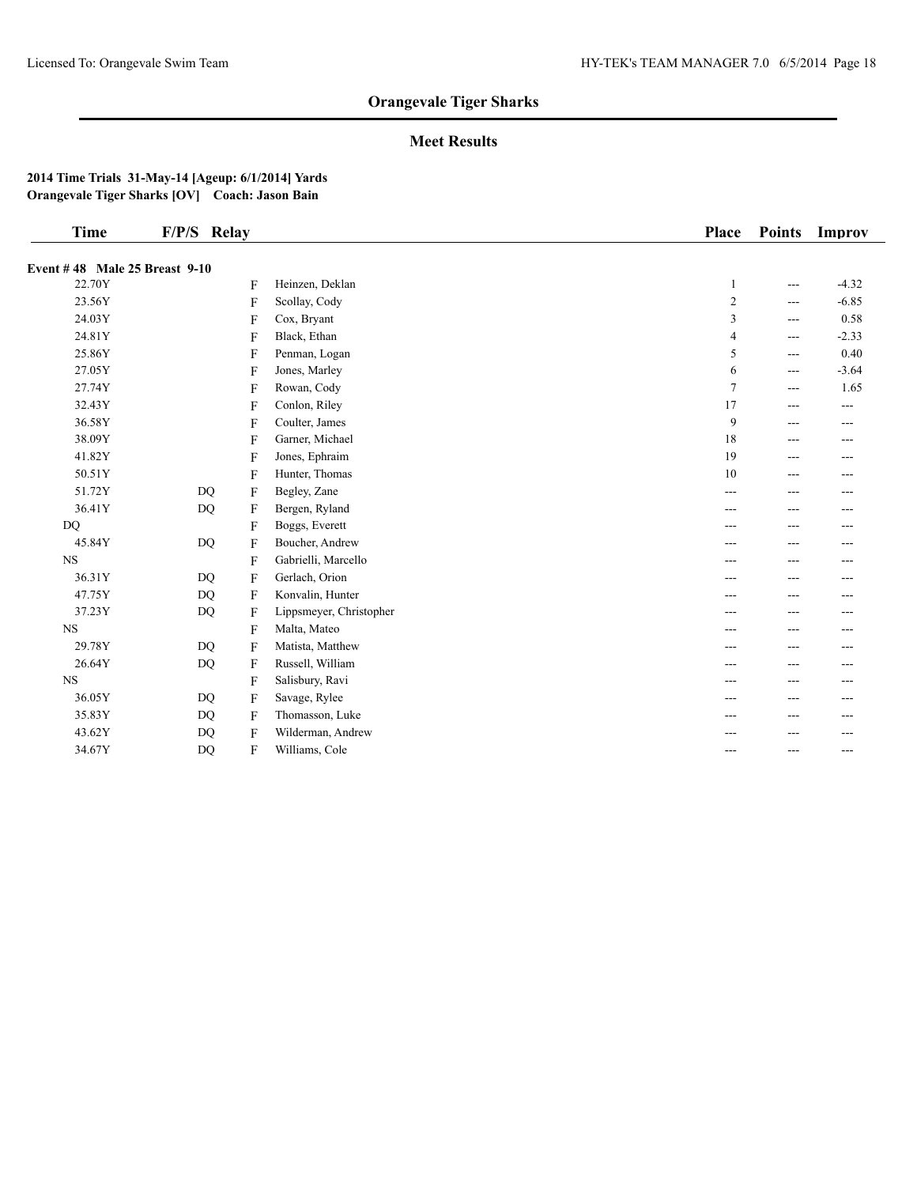## Orangevale Tiger Sharks

### Meet Results

**2014 Time Trials 31-May-14 [Ageup: 6/1/2014] Yards**
**Orangevale Tiger Sharks [OV] Coach: Jason Bain**

| Time | F/P/S | Relay | | Place | Points | Improv |
|---|---|---|---|---|---|---|
| **Event # 48 Male 25 Breast 9-10** | | | | | | |
| 22.70Y | | F | Heinzen, Deklan | 1 | --- | -4.32 |
| 23.56Y | | F | Scollay, Cody | 2 | --- | -6.85 |
| 24.03Y | | F | Cox, Bryant | 3 | --- | 0.58 |
| 24.81Y | | F | Black, Ethan | 4 | --- | -2.33 |
| 25.86Y | | F | Penman, Logan | 5 | --- | 0.40 |
| 27.05Y | | F | Jones, Marley | 6 | --- | -3.64 |
| 27.74Y | | F | Rowan, Cody | 7 | --- | 1.65 |
| 32.43Y | | F | Conlon, Riley | 17 | --- | --- |
| 36.58Y | | F | Coulter, James | 9 | --- | --- |
| 38.09Y | | F | Garner, Michael | 18 | --- | --- |
| 41.82Y | | F | Jones, Ephraim | 19 | --- | --- |
| 50.51Y | | F | Hunter, Thomas | 10 | --- | --- |
| 51.72Y | DQ | F | Begley, Zane | --- | --- | --- |
| 36.41Y | DQ | F | Bergen, Ryland | --- | --- | --- |
| DQ | | F | Boggs, Everett | --- | --- | --- |
| 45.84Y | DQ | F | Boucher, Andrew | --- | --- | --- |
| NS | | F | Gabrielli, Marcello | --- | --- | --- |
| 36.31Y | DQ | F | Gerlach, Orion | --- | --- | --- |
| 47.75Y | DQ | F | Konvalin, Hunter | --- | --- | --- |
| 37.23Y | DQ | F | Lippsmeyer, Christopher | --- | --- | --- |
| NS | | F | Malta, Mateo | --- | --- | --- |
| 29.78Y | DQ | F | Matista, Matthew | --- | --- | --- |
| 26.64Y | DQ | F | Russell, William | --- | --- | --- |
| NS | | F | Salisbury, Ravi | --- | --- | --- |
| 36.05Y | DQ | F | Savage, Rylee | --- | --- | --- |
| 35.83Y | DQ | F | Thomasson, Luke | --- | --- | --- |
| 43.62Y | DQ | F | Wilderman, Andrew | --- | --- | --- |
| 34.67Y | DQ | F | Williams, Cole | --- | --- | --- |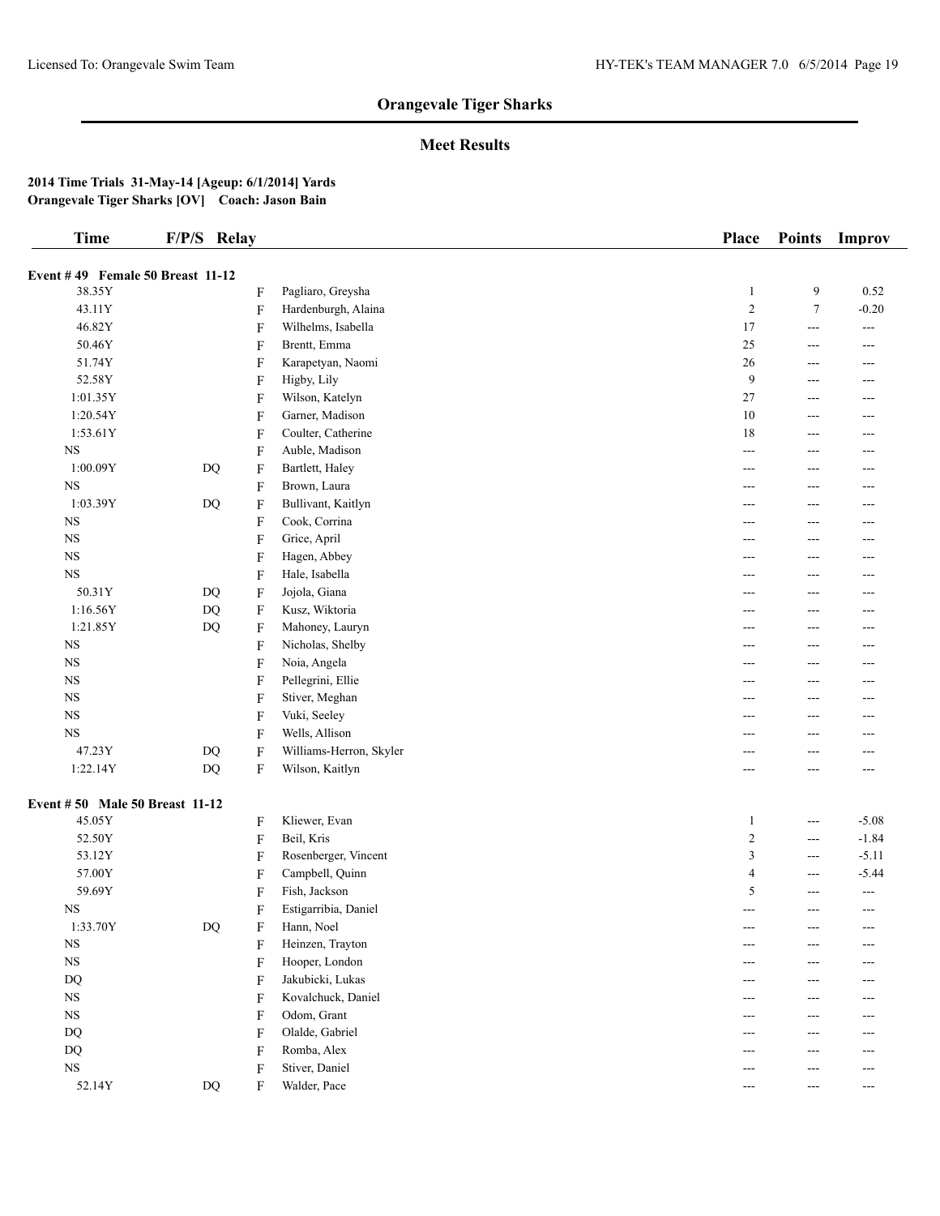## Orangevale Tiger Sharks

### Meet Results

**2014 Time Trials 31-May-14 [Ageup: 6/1/2014] Yards**
**Orangevale Tiger Sharks [OV] Coach: Jason Bain**

| Time | F/P/S | Relay | | Place | Points | Improv |
|---|---|---|---|---|---|---|
| **Event # 49 Female 50 Breast 11-12** | | | | | | |
| 38.35Y | | F | Pagliaro, Greysha | 1 | 9 | 0.52 |
| 43.11Y | | F | Hardenburgh, Alaina | 2 | 7 | -0.20 |
| 46.82Y | | F | Wilhelms, Isabella | 17 | --- | --- |
| 50.46Y | | F | Brentt, Emma | 25 | --- | --- |
| 51.74Y | | F | Karapetyan, Naomi | 26 | --- | --- |
| 52.58Y | | F | Higby, Lily | 9 | --- | --- |
| 1:01.35Y | | F | Wilson, Katelyn | 27 | --- | --- |
| 1:20.54Y | | F | Garner, Madison | 10 | --- | --- |
| 1:53.61Y | | F | Coulter, Catherine | 18 | --- | --- |
| NS | | F | Auble, Madison | --- | --- | --- |
| 1:00.09Y | DQ | F | Bartlett, Haley | --- | --- | --- |
| NS | | F | Brown, Laura | --- | --- | --- |
| 1:03.39Y | DQ | F | Bullivant, Kaitlyn | --- | --- | --- |
| NS | | F | Cook, Corrina | --- | --- | --- |
| NS | | F | Grice, April | --- | --- | --- |
| NS | | F | Hagen, Abbey | --- | --- | --- |
| NS | | F | Hale, Isabella | --- | --- | --- |
| 50.31Y | DQ | F | Jojola, Giana | --- | --- | --- |
| 1:16.56Y | DQ | F | Kusz, Wiktoria | --- | --- | --- |
| 1:21.85Y | DQ | F | Mahoney, Lauryn | --- | --- | --- |
| NS | | F | Nicholas, Shelby | --- | --- | --- |
| NS | | F | Noia, Angela | --- | --- | --- |
| NS | | F | Pellegrini, Ellie | --- | --- | --- |
| NS | | F | Stiver, Meghan | --- | --- | --- |
| NS | | F | Vuki, Seeley | --- | --- | --- |
| NS | | F | Wells, Allison | --- | --- | --- |
| 47.23Y | DQ | F | Williams-Herron, Skyler | --- | --- | --- |
| 1:22.14Y | DQ | F | Wilson, Kaitlyn | --- | --- | --- |
| **Event # 50 Male 50 Breast 11-12** | | | | | | |
| 45.05Y | | F | Kliewer, Evan | 1 | --- | -5.08 |
| 52.50Y | | F | Beil, Kris | 2 | --- | -1.84 |
| 53.12Y | | F | Rosenberger, Vincent | 3 | --- | -5.11 |
| 57.00Y | | F | Campbell, Quinn | 4 | --- | -5.44 |
| 59.69Y | | F | Fish, Jackson | 5 | --- | --- |
| NS | | F | Estigarribia, Daniel | --- | --- | --- |
| 1:33.70Y | DQ | F | Hann, Noel | --- | --- | --- |
| NS | | F | Heinzen, Trayton | --- | --- | --- |
| NS | | F | Hooper, London | --- | --- | --- |
| DQ | | F | Jakubicki, Lukas | --- | --- | --- |
| NS | | F | Kovalchuck, Daniel | --- | --- | --- |
| NS | | F | Odom, Grant | --- | --- | --- |
| DQ | | F | Olalde, Gabriel | --- | --- | --- |
| DQ | | F | Romba, Alex | --- | --- | --- |
| NS | | F | Stiver, Daniel | --- | --- | --- |
| 52.14Y | DQ | F | Walder, Pace | --- | --- | --- |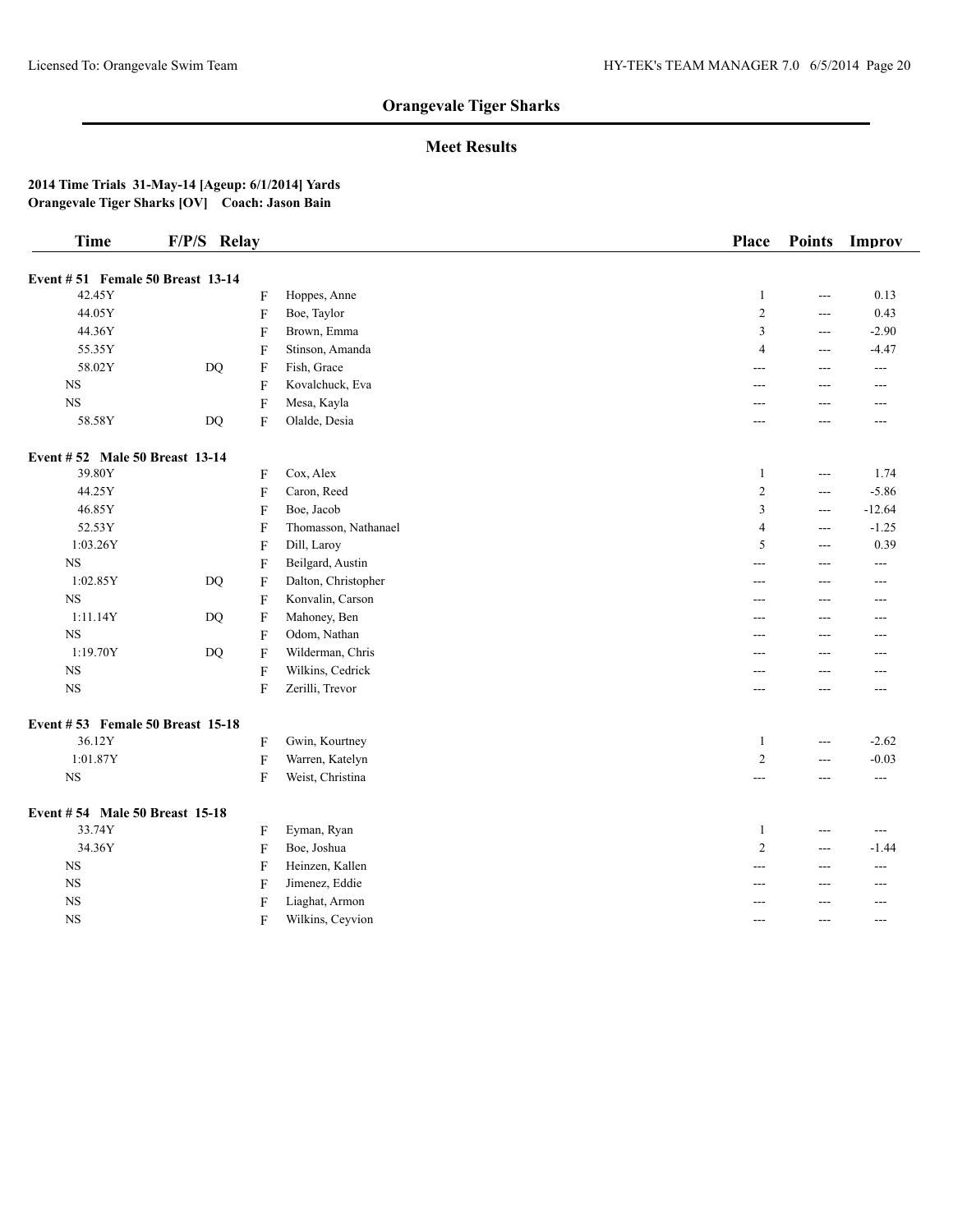## Orangevale Tiger Sharks

### Meet Results

**2014 Time Trials 31-May-14 [Ageup: 6/1/2014] Yards**
**Orangevale Tiger Sharks [OV] Coach: Jason Bain**

| Time | F/P/S | Relay | | Place | Points | Improv |
|---|---|---|---|---|---|---|
| **Event # 51 Female 50 Breast 13-14** | | | | | | |
| 42.45Y | | F | Hoppes, Anne | 1 | --- | 0.13 |
| 44.05Y | | F | Boe, Taylor | 2 | --- | 0.43 |
| 44.36Y | | F | Brown, Emma | 3 | --- | -2.90 |
| 55.35Y | | F | Stinson, Amanda | 4 | --- | -4.47 |
| 58.02Y | DQ | F | Fish, Grace | --- | --- | --- |
| NS | | F | Kovalchuck, Eva | --- | --- | --- |
| NS | | F | Mesa, Kayla | --- | --- | --- |
| 58.58Y | DQ | F | Olalde, Desia | --- | --- | --- |
| **Event # 52 Male 50 Breast 13-14** | | | | | | |
| 39.80Y | | F | Cox, Alex | 1 | --- | 1.74 |
| 44.25Y | | F | Caron, Reed | 2 | --- | -5.86 |
| 46.85Y | | F | Boe, Jacob | 3 | --- | -12.64 |
| 52.53Y | | F | Thomasson, Nathanael | 4 | --- | -1.25 |
| 1:03.26Y | | F | Dill, Laroy | 5 | --- | 0.39 |
| NS | | F | Beilgard, Austin | --- | --- | --- |
| 1:02.85Y | DQ | F | Dalton, Christopher | --- | --- | --- |
| NS | | F | Konvalin, Carson | --- | --- | --- |
| 1:11.14Y | DQ | F | Mahoney, Ben | --- | --- | --- |
| NS | | F | Odom, Nathan | --- | --- | --- |
| 1:19.70Y | DQ | F | Wilderman, Chris | --- | --- | --- |
| NS | | F | Wilkins, Cedrick | --- | --- | --- |
| NS | | F | Zerilli, Trevor | --- | --- | --- |
| **Event # 53 Female 50 Breast 15-18** | | | | | | |
| 36.12Y | | F | Gwin, Kourtney | 1 | --- | -2.62 |
| 1:01.87Y | | F | Warren, Katelyn | 2 | --- | -0.03 |
| NS | | F | Weist, Christina | --- | --- | --- |
| **Event # 54 Male 50 Breast 15-18** | | | | | | |
| 33.74Y | | F | Eyman, Ryan | 1 | --- | --- |
| 34.36Y | | F | Boe, Joshua | 2 | --- | -1.44 |
| NS | | F | Heinzen, Kallen | --- | --- | --- |
| NS | | F | Jimenez, Eddie | --- | --- | --- |
| NS | | F | Liaghat, Armon | --- | --- | --- |
| NS | | F | Wilkins, Ceyvion | --- | --- | --- |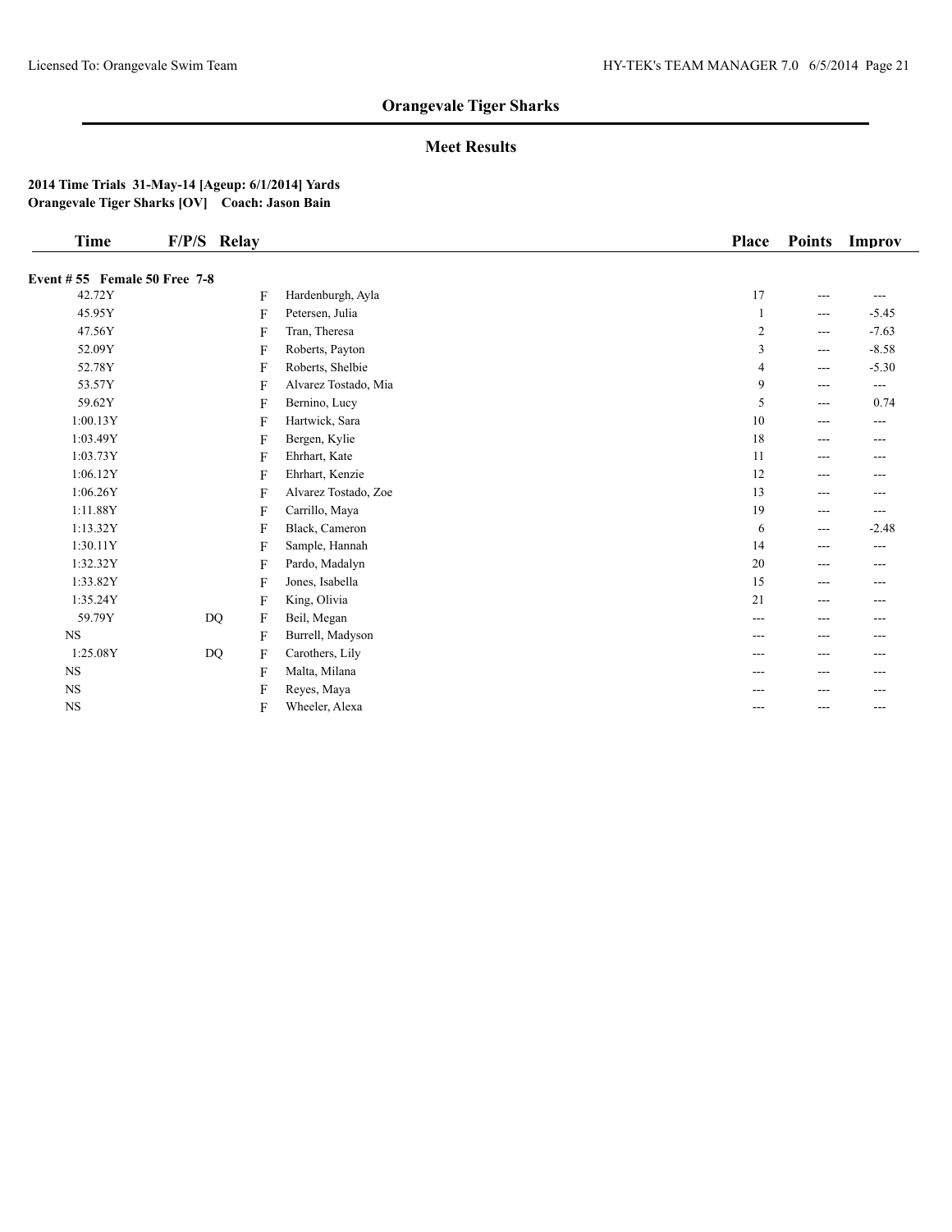## Orangevale Tiger Sharks

### Meet Results

**2014 Time Trials 31-May-14 [Ageup: 6/1/2014] Yards**
**Orangevale Tiger Sharks [OV] Coach: Jason Bain**

| Time | F/P/S | Relay | | Place | Points | Improv |
|---|---|---|---|---|---|---|
| **Event # 55 Female 50 Free 7-8** | | | | | | |
| 42.72Y | | F | Hardenburgh, Ayla | 17 | --- | --- |
| 45.95Y | | F | Petersen, Julia | 1 | --- | -5.45 |
| 47.56Y | | F | Tran, Theresa | 2 | --- | -7.63 |
| 52.09Y | | F | Roberts, Payton | 3 | --- | -8.58 |
| 52.78Y | | F | Roberts, Shelbie | 4 | --- | -5.30 |
| 53.57Y | | F | Alvarez Tostado, Mia | 9 | --- | --- |
| 59.62Y | | F | Bernino, Lucy | 5 | --- | 0.74 |
| 1:00.13Y | | F | Hartwick, Sara | 10 | --- | --- |
| 1:03.49Y | | F | Bergen, Kylie | 18 | --- | --- |
| 1:03.73Y | | F | Ehrhart, Kate | 11 | --- | --- |
| 1:06.12Y | | F | Ehrhart, Kenzie | 12 | --- | --- |
| 1:06.26Y | | F | Alvarez Tostado, Zoe | 13 | --- | --- |
| 1:11.88Y | | F | Carrillo, Maya | 19 | --- | --- |
| 1:13.32Y | | F | Black, Cameron | 6 | --- | -2.48 |
| 1:30.11Y | | F | Sample, Hannah | 14 | --- | --- |
| 1:32.32Y | | F | Pardo, Madalyn | 20 | --- | --- |
| 1:33.82Y | | F | Jones, Isabella | 15 | --- | --- |
| 1:35.24Y | | F | King, Olivia | 21 | --- | --- |
| 59.79Y | DQ | F | Beil, Megan | --- | --- | --- |
| NS | | F | Burrell, Madyson | --- | --- | --- |
| 1:25.08Y | DQ | F | Carothers, Lily | --- | --- | --- |
| NS | | F | Malta, Milana | --- | --- | --- |
| NS | | F | Reyes, Maya | --- | --- | --- |
| NS | | F | Wheeler, Alexa | --- | --- | --- |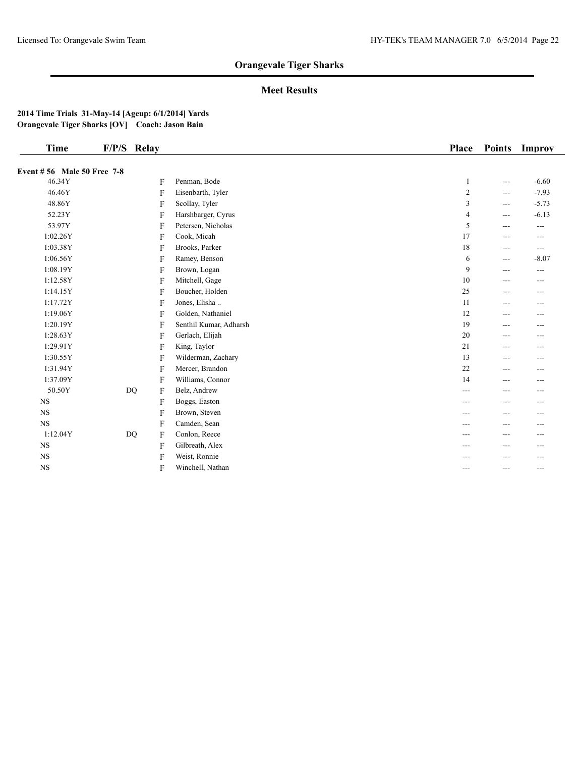## Orangevale Tiger Sharks

### Meet Results

**2014 Time Trials 31-May-14 [Ageup: 6/1/2014] Yards**
**Orangevale Tiger Sharks [OV] Coach: Jason Bain**

| Time | F/P/S | Relay | | Place | Points | Improv |
|---|---|---|---|---|---|---|
| **Event # 56 Male 50 Free 7-8** | | | | | | |
| 46.34Y | | F | Penman, Bode | 1 | --- | -6.60 |
| 46.46Y | | F | Eisenbarth, Tyler | 2 | --- | -7.93 |
| 48.86Y | | F | Scollay, Tyler | 3 | --- | -5.73 |
| 52.23Y | | F | Harshbarger, Cyrus | 4 | --- | -6.13 |
| 53.97Y | | F | Petersen, Nicholas | 5 | --- | --- |
| 1:02.26Y | | F | Cook, Micah | 17 | --- | --- |
| 1:03.38Y | | F | Brooks, Parker | 18 | --- | --- |
| 1:06.56Y | | F | Ramey, Benson | 6 | --- | -8.07 |
| 1:08.19Y | | F | Brown, Logan | 9 | --- | --- |
| 1:12.58Y | | F | Mitchell, Gage | 10 | --- | --- |
| 1:14.15Y | | F | Boucher, Holden | 25 | --- | --- |
| 1:17.72Y | | F | Jones, Elisha .. | 11 | --- | --- |
| 1:19.06Y | | F | Golden, Nathaniel | 12 | --- | --- |
| 1:20.19Y | | F | Senthil Kumar, Adharsh | 19 | --- | --- |
| 1:28.63Y | | F | Gerlach, Elijah | 20 | --- | --- |
| 1:29.91Y | | F | King, Taylor | 21 | --- | --- |
| 1:30.55Y | | F | Wilderman, Zachary | 13 | --- | --- |
| 1:31.94Y | | F | Mercer, Brandon | 22 | --- | --- |
| 1:37.09Y | | F | Williams, Connor | 14 | --- | --- |
| 50.50Y | DQ | F | Belz, Andrew | --- | --- | --- |
| NS | | F | Boggs, Easton | --- | --- | --- |
| NS | | F | Brown, Steven | --- | --- | --- |
| NS | | F | Camden, Sean | --- | --- | --- |
| 1:12.04Y | DQ | F | Conlon, Reece | --- | --- | --- |
| NS | | F | Gilbreath, Alex | --- | --- | --- |
| NS | | F | Weist, Ronnie | --- | --- | --- |
| NS | | F | Winchell, Nathan | --- | --- | --- |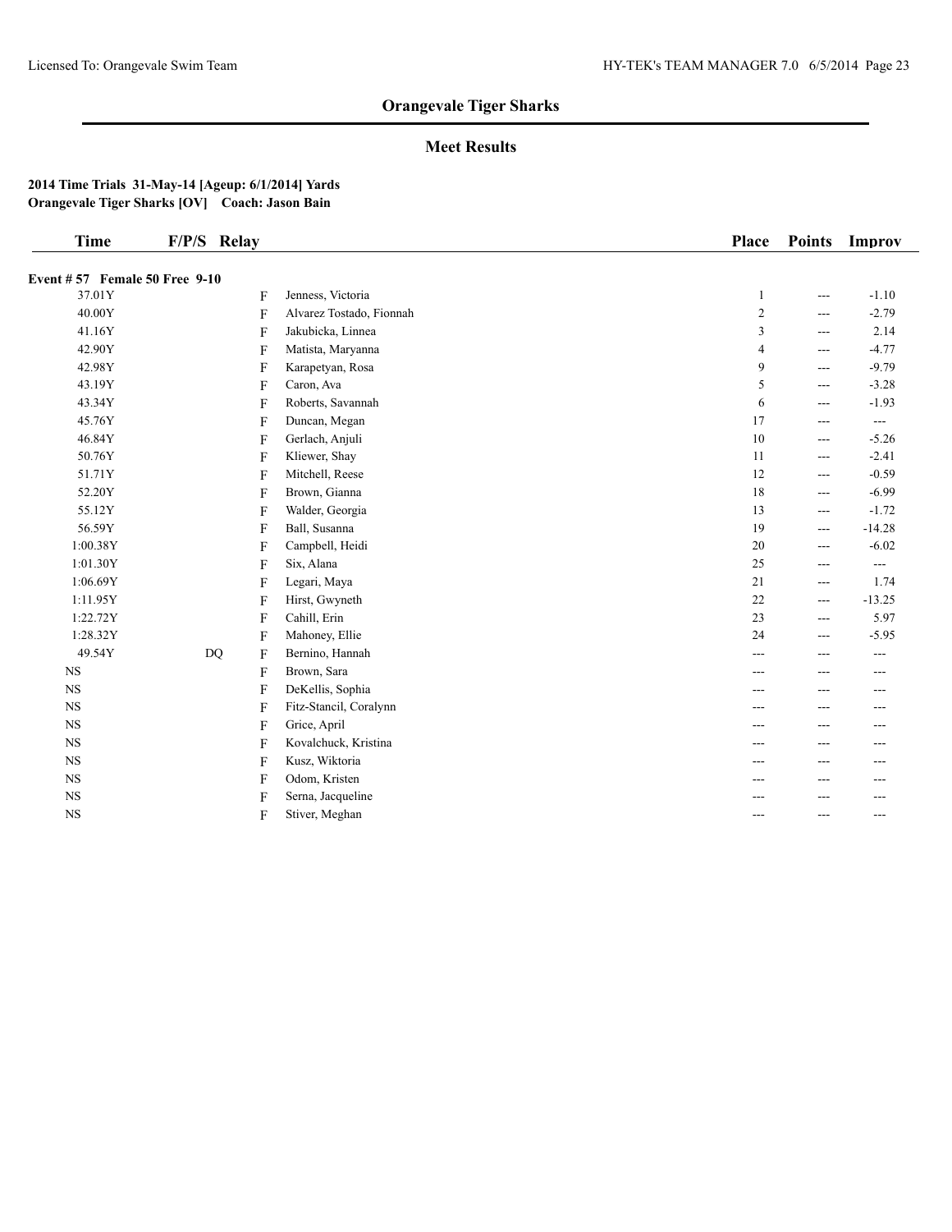# Orangevale Tiger Sharks

## Meet Results

**2014 Time Trials 31-May-14 [Ageup: 6/1/2014] Yards**
**Orangevale Tiger Sharks [OV] Coach: Jason Bain**

| Time | F/P/S | Relay | | Place | Points | Improv |
|---|---|---|---|---|---|---|
| **Event # 57 Female 50 Free 9-10** | | | | | | |
| 37.01Y | | F | Jenness, Victoria | 1 | --- | -1.10 |
| 40.00Y | | F | Alvarez Tostado, Fionnah | 2 | --- | -2.79 |
| 41.16Y | | F | Jakubicka, Linnea | 3 | --- | 2.14 |
| 42.90Y | | F | Matista, Maryanna | 4 | --- | -4.77 |
| 42.98Y | | F | Karapetyan, Rosa | 9 | --- | -9.79 |
| 43.19Y | | F | Caron, Ava | 5 | --- | -3.28 |
| 43.34Y | | F | Roberts, Savannah | 6 | --- | -1.93 |
| 45.76Y | | F | Duncan, Megan | 17 | --- | --- |
| 46.84Y | | F | Gerlach, Anjuli | 10 | --- | -5.26 |
| 50.76Y | | F | Kliewer, Shay | 11 | --- | -2.41 |
| 51.71Y | | F | Mitchell, Reese | 12 | --- | -0.59 |
| 52.20Y | | F | Brown, Gianna | 18 | --- | -6.99 |
| 55.12Y | | F | Walder, Georgia | 13 | --- | -1.72 |
| 56.59Y | | F | Ball, Susanna | 19 | --- | -14.28 |
| 1:00.38Y | | F | Campbell, Heidi | 20 | --- | -6.02 |
| 1:01.30Y | | F | Six, Alana | 25 | --- | --- |
| 1:06.69Y | | F | Legari, Maya | 21 | --- | 1.74 |
| 1:11.95Y | | F | Hirst, Gwyneth | 22 | --- | -13.25 |
| 1:22.72Y | | F | Cahill, Erin | 23 | --- | 5.97 |
| 1:28.32Y | | F | Mahoney, Ellie | 24 | --- | -5.95 |
| 49.54Y | DQ | F | Bernino, Hannah | --- | --- | --- |
| NS | | F | Brown, Sara | --- | --- | --- |
| NS | | F | DeKellis, Sophia | --- | --- | --- |
| NS | | F | Fitz-Stancil, Coralynn | --- | --- | --- |
| NS | | F | Grice, April | --- | --- | --- |
| NS | | F | Kovalchuck, Kristina | --- | --- | --- |
| NS | | F | Kusz, Wiktoria | --- | --- | --- |
| NS | | F | Odom, Kristen | --- | --- | --- |
| NS | | F | Serna, Jacqueline | --- | --- | --- |
| NS | | F | Stiver, Meghan | --- | --- | --- |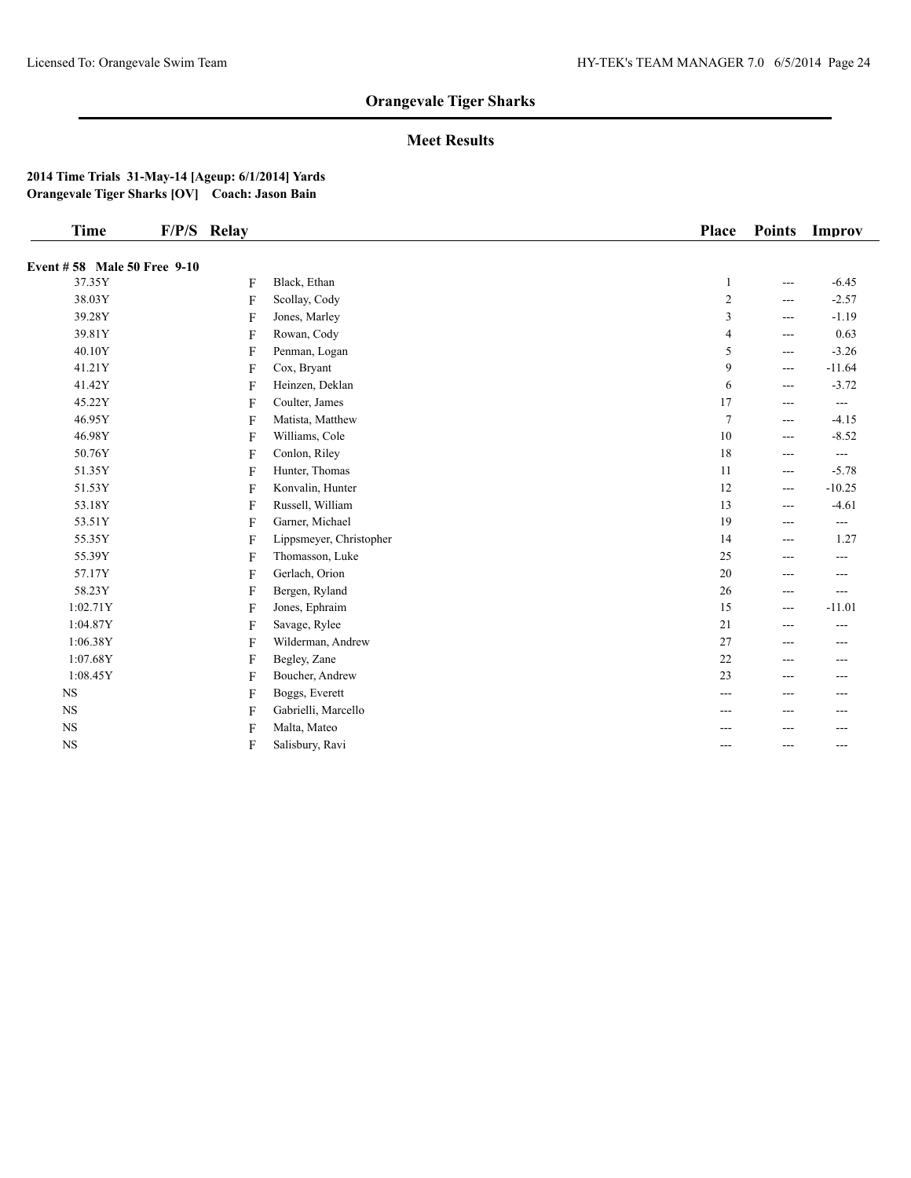## Orangevale Tiger Sharks

### Meet Results

**2014 Time Trials 31-May-14 [Ageup: 6/1/2014] Yards**
**Orangevale Tiger Sharks [OV] Coach: Jason Bain**

| Time | F/P/S | Relay | Place | Points | Improv |
|---|---|---|---|---|---|
| **Event # 58 Male 50 Free 9-10** | | | | | |
| 37.35Y | F | Black, Ethan | 1 | --- | -6.45 |
| 38.03Y | F | Scollay, Cody | 2 | --- | -2.57 |
| 39.28Y | F | Jones, Marley | 3 | --- | -1.19 |
| 39.81Y | F | Rowan, Cody | 4 | --- | 0.63 |
| 40.10Y | F | Penman, Logan | 5 | --- | -3.26 |
| 41.21Y | F | Cox, Bryant | 9 | --- | -11.64 |
| 41.42Y | F | Heinzen, Deklan | 6 | --- | -3.72 |
| 45.22Y | F | Coulter, James | 17 | --- | --- |
| 46.95Y | F | Matista, Matthew | 7 | --- | -4.15 |
| 46.98Y | F | Williams, Cole | 10 | --- | -8.52 |
| 50.76Y | F | Conlon, Riley | 18 | --- | --- |
| 51.35Y | F | Hunter, Thomas | 11 | --- | -5.78 |
| 51.53Y | F | Konvalin, Hunter | 12 | --- | -10.25 |
| 53.18Y | F | Russell, William | 13 | --- | -4.61 |
| 53.51Y | F | Garner, Michael | 19 | --- | --- |
| 55.35Y | F | Lippsmeyer, Christopher | 14 | --- | 1.27 |
| 55.39Y | F | Thomasson, Luke | 25 | --- | --- |
| 57.17Y | F | Gerlach, Orion | 20 | --- | --- |
| 58.23Y | F | Bergen, Ryland | 26 | --- | --- |
| 1:02.71Y | F | Jones, Ephraim | 15 | --- | -11.01 |
| 1:04.87Y | F | Savage, Rylee | 21 | --- | --- |
| 1:06.38Y | F | Wilderman, Andrew | 27 | --- | --- |
| 1:07.68Y | F | Begley, Zane | 22 | --- | --- |
| 1:08.45Y | F | Boucher, Andrew | 23 | --- | --- |
| NS | F | Boggs, Everett | --- | --- | --- |
| NS | F | Gabrielli, Marcello | --- | --- | --- |
| NS | F | Malta, Mateo | --- | --- | --- |
| NS | F | Salisbury, Ravi | --- | --- | --- |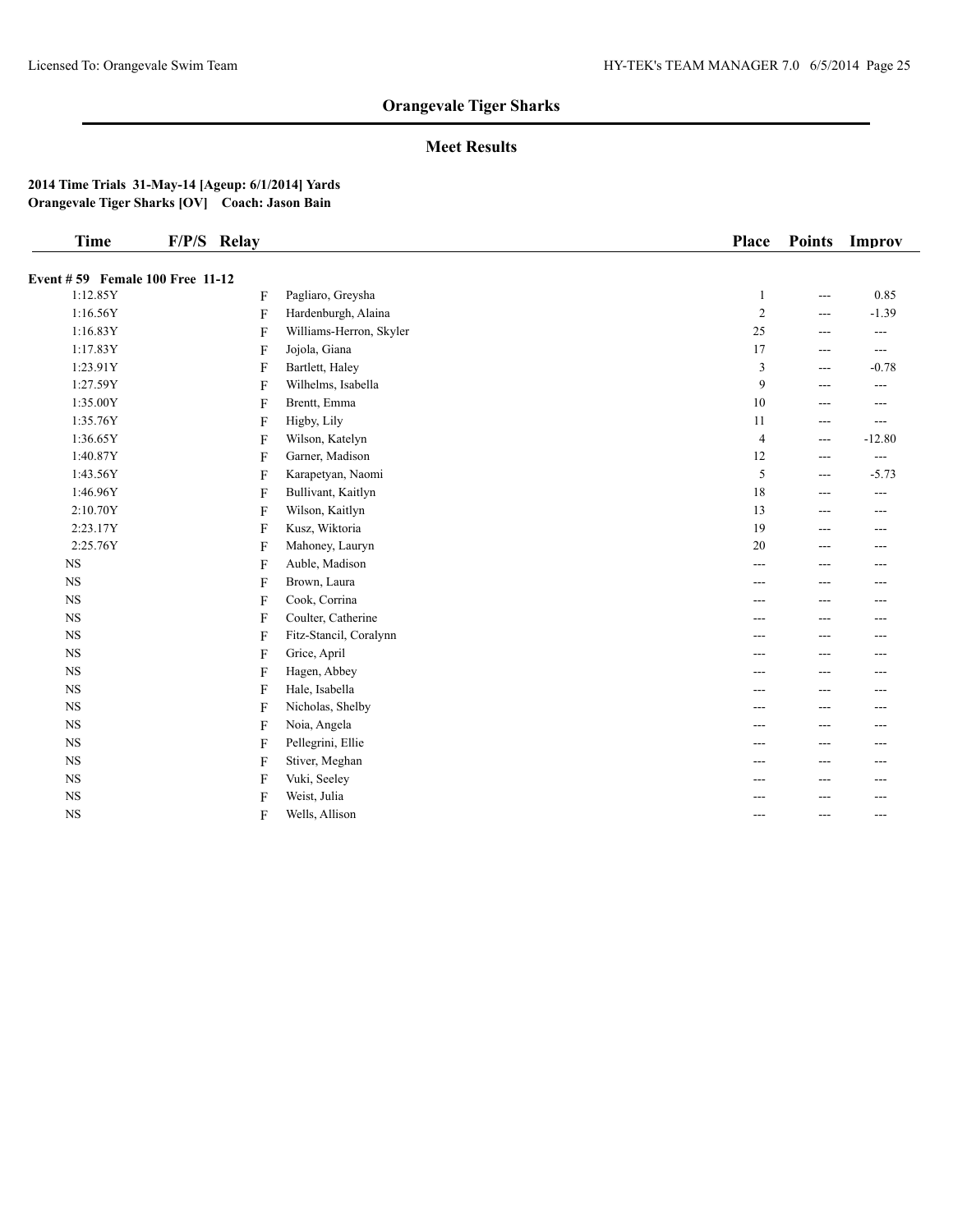## Orangevale Tiger Sharks

### Meet Results

**2014 Time Trials 31-May-14 [Ageup: 6/1/2014] Yards**
**Orangevale Tiger Sharks [OV] Coach: Jason Bain**

| Time | F/P/S | Relay | Place | Points | Improv |
|---|---|---|---|---|---|
| **Event # 59 Female 100 Free 11-12** | | | | | |
| 1:12.85Y | F | Pagliaro, Greysha | 1 | --- | 0.85 |
| 1:16.56Y | F | Hardenburgh, Alaina | 2 | --- | -1.39 |
| 1:16.83Y | F | Williams-Herron, Skyler | 25 | --- | --- |
| 1:17.83Y | F | Jojola, Giana | 17 | --- | --- |
| 1:23.91Y | F | Bartlett, Haley | 3 | --- | -0.78 |
| 1:27.59Y | F | Wilhelms, Isabella | 9 | --- | --- |
| 1:35.00Y | F | Brentt, Emma | 10 | --- | --- |
| 1:35.76Y | F | Higby, Lily | 11 | --- | --- |
| 1:36.65Y | F | Wilson, Katelyn | 4 | --- | -12.80 |
| 1:40.87Y | F | Garner, Madison | 12 | --- | --- |
| 1:43.56Y | F | Karapetyan, Naomi | 5 | --- | -5.73 |
| 1:46.96Y | F | Bullivant, Kaitlyn | 18 | --- | --- |
| 2:10.70Y | F | Wilson, Kaitlyn | 13 | --- | --- |
| 2:23.17Y | F | Kusz, Wiktoria | 19 | --- | --- |
| 2:25.76Y | F | Mahoney, Lauryn | 20 | --- | --- |
| NS | F | Auble, Madison | --- | --- | --- |
| NS | F | Brown, Laura | --- | --- | --- |
| NS | F | Cook, Corrina | --- | --- | --- |
| NS | F | Coulter, Catherine | --- | --- | --- |
| NS | F | Fitz-Stancil, Coralynn | --- | --- | --- |
| NS | F | Grice, April | --- | --- | --- |
| NS | F | Hagen, Abbey | --- | --- | --- |
| NS | F | Hale, Isabella | --- | --- | --- |
| NS | F | Nicholas, Shelby | --- | --- | --- |
| NS | F | Noia, Angela | --- | --- | --- |
| NS | F | Pellegrini, Ellie | --- | --- | --- |
| NS | F | Stiver, Meghan | --- | --- | --- |
| NS | F | Vuki, Seeley | --- | --- | --- |
| NS | F | Weist, Julia | --- | --- | --- |
| NS | F | Wells, Allison | --- | --- | --- |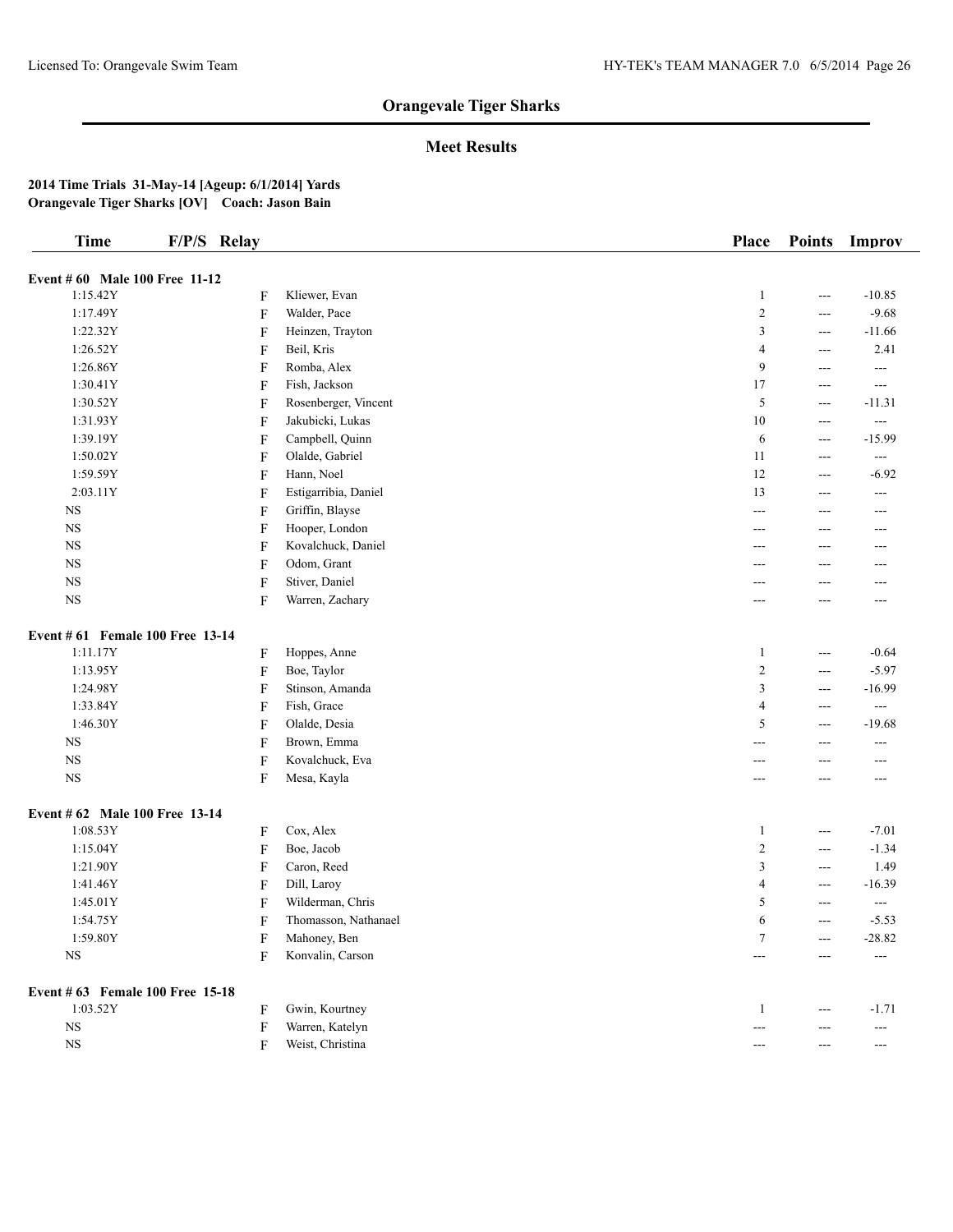# Orangevale Tiger Sharks

## Meet Results

**2014 Time Trials 31-May-14 [Ageup: 6/1/2014] Yards**
**Orangevale Tiger Sharks [OV] Coach: Jason Bain**

| Time | F/P/S | Relay | Place | Points | Improv |
|---|---|---|---|---|---|
| **Event # 60 Male 100 Free 11-12** | | | | | |
| 1:15.42Y | F | Kliewer, Evan | 1 | --- | -10.85 |
| 1:17.49Y | F | Walder, Pace | 2 | --- | -9.68 |
| 1:22.32Y | F | Heinzen, Trayton | 3 | --- | -11.66 |
| 1:26.52Y | F | Beil, Kris | 4 | --- | 2.41 |
| 1:26.86Y | F | Romba, Alex | 9 | --- | --- |
| 1:30.41Y | F | Fish, Jackson | 17 | --- | --- |
| 1:30.52Y | F | Rosenberger, Vincent | 5 | --- | -11.31 |
| 1:31.93Y | F | Jakubicki, Lukas | 10 | --- | --- |
| 1:39.19Y | F | Campbell, Quinn | 6 | --- | -15.99 |
| 1:50.02Y | F | Olalde, Gabriel | 11 | --- | --- |
| 1:59.59Y | F | Hann, Noel | 12 | --- | -6.92 |
| 2:03.11Y | F | Estigarribia, Daniel | 13 | --- | --- |
| NS | F | Griffin, Blayse | --- | --- | --- |
| NS | F | Hooper, London | --- | --- | --- |
| NS | F | Kovalchuck, Daniel | --- | --- | --- |
| NS | F | Odom, Grant | --- | --- | --- |
| NS | F | Stiver, Daniel | --- | --- | --- |
| NS | F | Warren, Zachary | --- | --- | --- |
| **Event # 61 Female 100 Free 13-14** | | | | | |
| 1:11.17Y | F | Hoppes, Anne | 1 | --- | -0.64 |
| 1:13.95Y | F | Boe, Taylor | 2 | --- | -5.97 |
| 1:24.98Y | F | Stinson, Amanda | 3 | --- | -16.99 |
| 1:33.84Y | F | Fish, Grace | 4 | --- | --- |
| 1:46.30Y | F | Olalde, Desia | 5 | --- | -19.68 |
| NS | F | Brown, Emma | --- | --- | --- |
| NS | F | Kovalchuck, Eva | --- | --- | --- |
| NS | F | Mesa, Kayla | --- | --- | --- |
| **Event # 62 Male 100 Free 13-14** | | | | | |
| 1:08.53Y | F | Cox, Alex | 1 | --- | -7.01 |
| 1:15.04Y | F | Boe, Jacob | 2 | --- | -1.34 |
| 1:21.90Y | F | Caron, Reed | 3 | --- | 1.49 |
| 1:41.46Y | F | Dill, Laroy | 4 | --- | -16.39 |
| 1:45.01Y | F | Wilderman, Chris | 5 | --- | --- |
| 1:54.75Y | F | Thomasson, Nathanael | 6 | --- | -5.53 |
| 1:59.80Y | F | Mahoney, Ben | 7 | --- | -28.82 |
| NS | F | Konvalin, Carson | --- | --- | --- |
| **Event # 63 Female 100 Free 15-18** | | | | | |
| 1:03.52Y | F | Gwin, Kourtney | 1 | --- | -1.71 |
| NS | F | Warren, Katelyn | --- | --- | --- |
| NS | F | Weist, Christina | --- | --- | --- |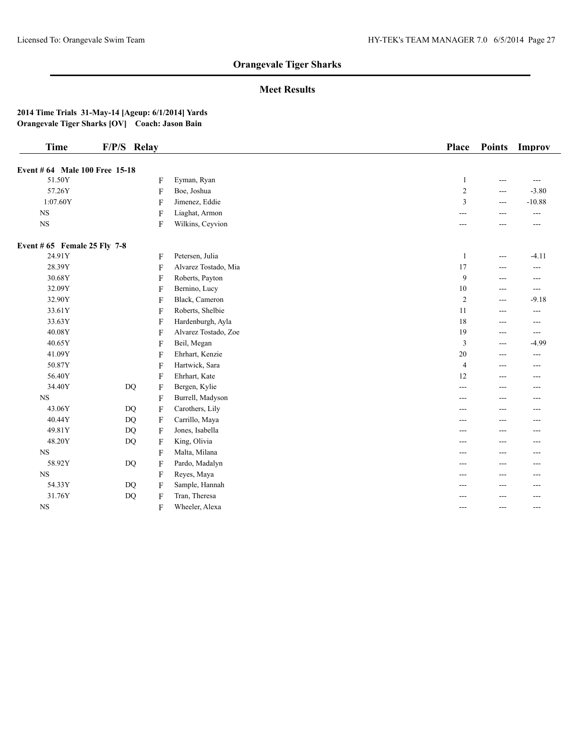## Orangevale Tiger Sharks

### Meet Results

**2014 Time Trials 31-May-14 [Ageup: 6/1/2014] Yards**
**Orangevale Tiger Sharks [OV] Coach: Jason Bain**

| Time | F/P/S | Relay | | Place | Points | Improv |
|---|---|---|---|---|---|---|
| **Event # 64 Male 100 Free 15-18** | | | | | | |
| 51.50Y | | F | Eyman, Ryan | 1 | --- | --- |
| 57.26Y | | F | Boe, Joshua | 2 | --- | -3.80 |
| 1:07.60Y | | F | Jimenez, Eddie | 3 | --- | -10.88 |
| NS | | F | Liaghat, Armon | --- | --- | --- |
| NS | | F | Wilkins, Ceyvion | --- | --- | --- |
| **Event # 65 Female 25 Fly 7-8** | | | | | | |
| 24.91Y | | F | Petersen, Julia | 1 | --- | -4.11 |
| 28.39Y | | F | Alvarez Tostado, Mia | 17 | --- | --- |
| 30.68Y | | F | Roberts, Payton | 9 | --- | --- |
| 32.09Y | | F | Bernino, Lucy | 10 | --- | --- |
| 32.90Y | | F | Black, Cameron | 2 | --- | -9.18 |
| 33.61Y | | F | Roberts, Shelbie | 11 | --- | --- |
| 33.63Y | | F | Hardenburgh, Ayla | 18 | --- | --- |
| 40.08Y | | F | Alvarez Tostado, Zoe | 19 | --- | --- |
| 40.65Y | | F | Beil, Megan | 3 | --- | -4.99 |
| 41.09Y | | F | Ehrhart, Kenzie | 20 | --- | --- |
| 50.87Y | | F | Hartwick, Sara | 4 | --- | --- |
| 56.40Y | | F | Ehrhart, Kate | 12 | --- | --- |
| 34.40Y | DQ | F | Bergen, Kylie | --- | --- | --- |
| NS | | F | Burrell, Madyson | --- | --- | --- |
| 43.06Y | DQ | F | Carothers, Lily | --- | --- | --- |
| 40.44Y | DQ | F | Carrillo, Maya | --- | --- | --- |
| 49.81Y | DQ | F | Jones, Isabella | --- | --- | --- |
| 48.20Y | DQ | F | King, Olivia | --- | --- | --- |
| NS | | F | Malta, Milana | --- | --- | --- |
| 58.92Y | DQ | F | Pardo, Madalyn | --- | --- | --- |
| NS | | F | Reyes, Maya | --- | --- | --- |
| 54.33Y | DQ | F | Sample, Hannah | --- | --- | --- |
| 31.76Y | DQ | F | Tran, Theresa | --- | --- | --- |
| NS | | F | Wheeler, Alexa | --- | --- | --- |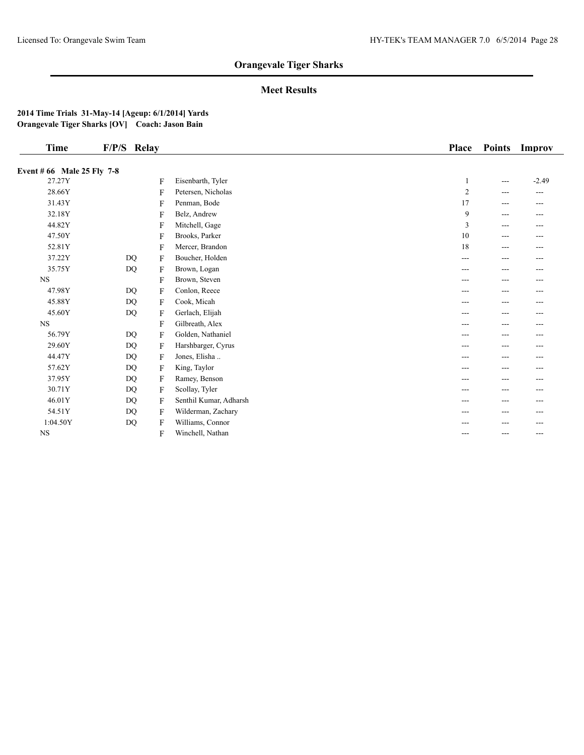## Orangevale Tiger Sharks

### Meet Results

**2014 Time Trials 31-May-14 [Ageup: 6/1/2014] Yards**
**Orangevale Tiger Sharks [OV] Coach: Jason Bain**

| Time | F/P/S | Relay | | Place | Points | Improv |
|---|---|---|---|---|---|---|
| **Event # 66 Male 25 Fly 7-8** | | | | | | |
| 27.27Y | | F | Eisenbarth, Tyler | 1 | --- | -2.49 |
| 28.66Y | | F | Petersen, Nicholas | 2 | --- | --- |
| 31.43Y | | F | Penman, Bode | 17 | --- | --- |
| 32.18Y | | F | Belz, Andrew | 9 | --- | --- |
| 44.82Y | | F | Mitchell, Gage | 3 | --- | --- |
| 47.50Y | | F | Brooks, Parker | 10 | --- | --- |
| 52.81Y | | F | Mercer, Brandon | 18 | --- | --- |
| 37.22Y | DQ | F | Boucher, Holden | --- | --- | --- |
| 35.75Y | DQ | F | Brown, Logan | --- | --- | --- |
| NS | | F | Brown, Steven | --- | --- | --- |
| 47.98Y | DQ | F | Conlon, Reece | --- | --- | --- |
| 45.88Y | DQ | F | Cook, Micah | --- | --- | --- |
| 45.60Y | DQ | F | Gerlach, Elijah | --- | --- | --- |
| NS | | F | Gilbreath, Alex | --- | --- | --- |
| 56.79Y | DQ | F | Golden, Nathaniel | --- | --- | --- |
| 29.60Y | DQ | F | Harshbarger, Cyrus | --- | --- | --- |
| 44.47Y | DQ | F | Jones, Elisha .. | --- | --- | --- |
| 57.62Y | DQ | F | King, Taylor | --- | --- | --- |
| 37.95Y | DQ | F | Ramey, Benson | --- | --- | --- |
| 30.71Y | DQ | F | Scollay, Tyler | --- | --- | --- |
| 46.01Y | DQ | F | Senthil Kumar, Adharsh | --- | --- | --- |
| 54.51Y | DQ | F | Wilderman, Zachary | --- | --- | --- |
| 1:04.50Y | DQ | F | Williams, Connor | --- | --- | --- |
| NS | | F | Winchell, Nathan | --- | --- | --- |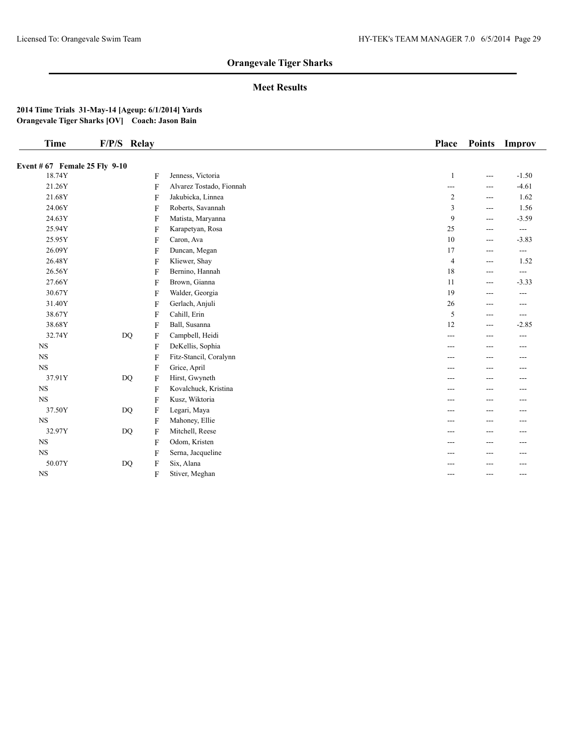## Orangevale Tiger Sharks

### Meet Results

**2014 Time Trials 31-May-14 [Ageup: 6/1/2014] Yards**
**Orangevale Tiger Sharks [OV] Coach: Jason Bain**

| Time | F/P/S | Relay | | Place | Points | Improv |
|---|---|---|---|---|---|---|
| **Event # 67 Female 25 Fly 9-10** | | | | | | |
| 18.74Y | | F | Jenness, Victoria | 1 | --- | -1.50 |
| 21.26Y | | F | Alvarez Tostado, Fionnah | --- | --- | -4.61 |
| 21.68Y | | F | Jakubicka, Linnea | 2 | --- | 1.62 |
| 24.06Y | | F | Roberts, Savannah | 3 | --- | 1.56 |
| 24.63Y | | F | Matista, Maryanna | 9 | --- | -3.59 |
| 25.94Y | | F | Karapetyan, Rosa | 25 | --- | --- |
| 25.95Y | | F | Caron, Ava | 10 | --- | -3.83 |
| 26.09Y | | F | Duncan, Megan | 17 | --- | --- |
| 26.48Y | | F | Kliewer, Shay | 4 | --- | 1.52 |
| 26.56Y | | F | Bernino, Hannah | 18 | --- | --- |
| 27.66Y | | F | Brown, Gianna | 11 | --- | -3.33 |
| 30.67Y | | F | Walder, Georgia | 19 | --- | --- |
| 31.40Y | | F | Gerlach, Anjuli | 26 | --- | --- |
| 38.67Y | | F | Cahill, Erin | 5 | --- | --- |
| 38.68Y | | F | Ball, Susanna | 12 | --- | -2.85 |
| 32.74Y | DQ | F | Campbell, Heidi | --- | --- | --- |
| NS | | F | DeKellis, Sophia | --- | --- | --- |
| NS | | F | Fitz-Stancil, Coralynn | --- | --- | --- |
| NS | | F | Grice, April | --- | --- | --- |
| 37.91Y | DQ | F | Hirst, Gwyneth | --- | --- | --- |
| NS | | F | Kovalchuck, Kristina | --- | --- | --- |
| NS | | F | Kusz, Wiktoria | --- | --- | --- |
| 37.50Y | DQ | F | Legari, Maya | --- | --- | --- |
| NS | | F | Mahoney, Ellie | --- | --- | --- |
| 32.97Y | DQ | F | Mitchell, Reese | --- | --- | --- |
| NS | | F | Odom, Kristen | --- | --- | --- |
| NS | | F | Serna, Jacqueline | --- | --- | --- |
| 50.07Y | DQ | F | Six, Alana | --- | --- | --- |
| NS | | F | Stiver, Meghan | --- | --- | --- |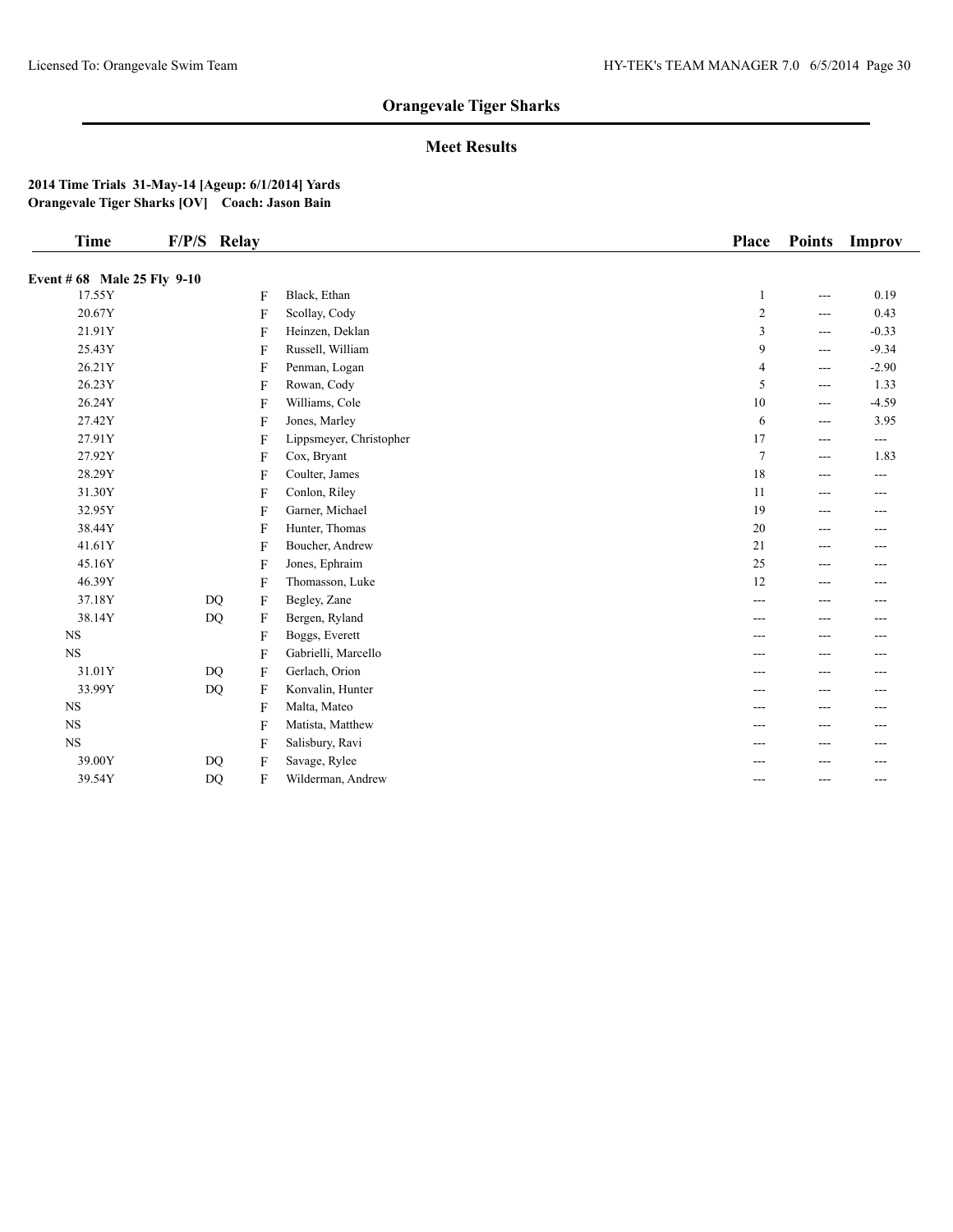## Orangevale Tiger Sharks

### Meet Results

**2014 Time Trials 31-May-14 [Ageup: 6/1/2014] Yards**
**Orangevale Tiger Sharks [OV] Coach: Jason Bain**

| Time | F/P/S | Relay | | Place | Points | Improv |
|---|---|---|---|---|---|---|
| **Event # 68 Male 25 Fly 9-10** | | | | | | |
| 17.55Y | | F | Black, Ethan | 1 | --- | 0.19 |
| 20.67Y | | F | Scollay, Cody | 2 | --- | 0.43 |
| 21.91Y | | F | Heinzen, Deklan | 3 | --- | -0.33 |
| 25.43Y | | F | Russell, William | 9 | --- | -9.34 |
| 26.21Y | | F | Penman, Logan | 4 | --- | -2.90 |
| 26.23Y | | F | Rowan, Cody | 5 | --- | 1.33 |
| 26.24Y | | F | Williams, Cole | 10 | --- | -4.59 |
| 27.42Y | | F | Jones, Marley | 6 | --- | 3.95 |
| 27.91Y | | F | Lippsmeyer, Christopher | 17 | --- | --- |
| 27.92Y | | F | Cox, Bryant | 7 | --- | 1.83 |
| 28.29Y | | F | Coulter, James | 18 | --- | --- |
| 31.30Y | | F | Conlon, Riley | 11 | --- | --- |
| 32.95Y | | F | Garner, Michael | 19 | --- | --- |
| 38.44Y | | F | Hunter, Thomas | 20 | --- | --- |
| 41.61Y | | F | Boucher, Andrew | 21 | --- | --- |
| 45.16Y | | F | Jones, Ephraim | 25 | --- | --- |
| 46.39Y | | F | Thomasson, Luke | 12 | --- | --- |
| 37.18Y | DQ | F | Begley, Zane | --- | --- | --- |
| 38.14Y | DQ | F | Bergen, Ryland | --- | --- | --- |
| NS | | F | Boggs, Everett | --- | --- | --- |
| NS | | F | Gabrielli, Marcello | --- | --- | --- |
| 31.01Y | DQ | F | Gerlach, Orion | --- | --- | --- |
| 33.99Y | DQ | F | Konvalin, Hunter | --- | --- | --- |
| NS | | F | Malta, Mateo | --- | --- | --- |
| NS | | F | Matista, Matthew | --- | --- | --- |
| NS | | F | Salisbury, Ravi | --- | --- | --- |
| 39.00Y | DQ | F | Savage, Rylee | --- | --- | --- |
| 39.54Y | DQ | F | Wilderman, Andrew | --- | --- | --- |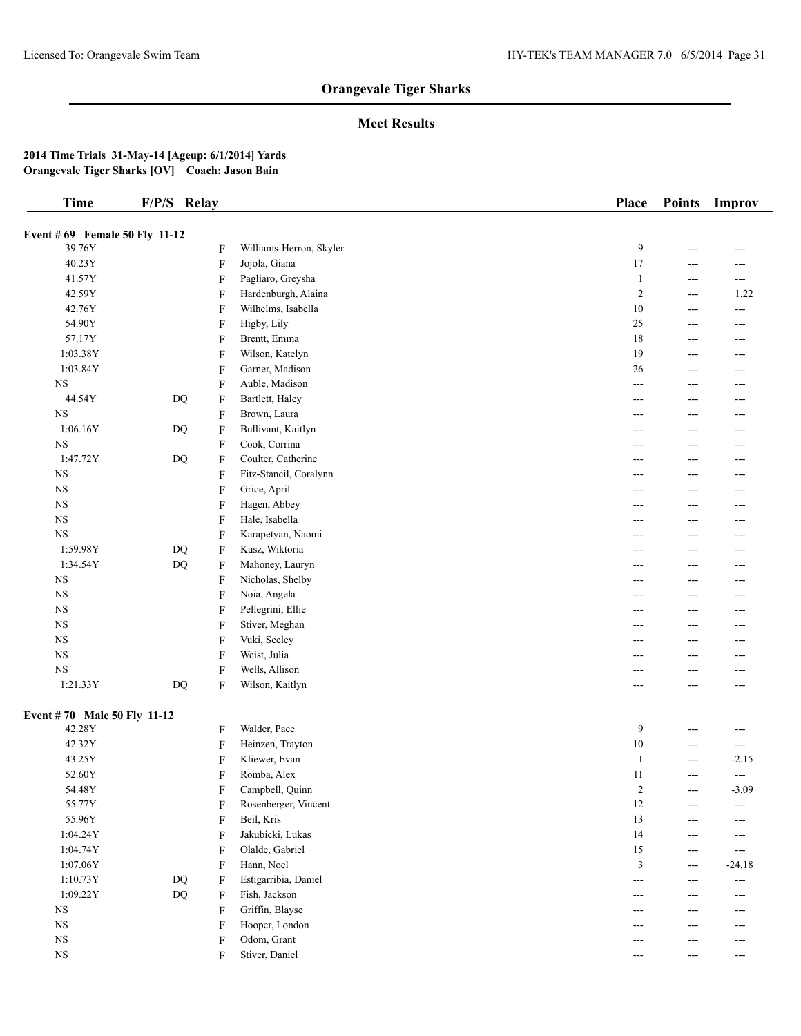# Orangevale Tiger Sharks

## Meet Results

**2014 Time Trials 31-May-14 [Ageup: 6/1/2014] Yards**
**Orangevale Tiger Sharks [OV] Coach: Jason Bain**

| Time | F/P/S | Relay | | Place | Points | Improv |
|---|---|---|---|---|---|---|
| **Event # 69 Female 50 Fly 11-12** | | | | | | |
| 39.76Y | | F | Williams-Herron, Skyler | 9 | --- | --- |
| 40.23Y | | F | Jojola, Giana | 17 | --- | --- |
| 41.57Y | | F | Pagliaro, Greysha | 1 | --- | --- |
| 42.59Y | | F | Hardenburgh, Alaina | 2 | --- | 1.22 |
| 42.76Y | | F | Wilhelms, Isabella | 10 | --- | --- |
| 54.90Y | | F | Higby, Lily | 25 | --- | --- |
| 57.17Y | | F | Brentt, Emma | 18 | --- | --- |
| 1:03.38Y | | F | Wilson, Katelyn | 19 | --- | --- |
| 1:03.84Y | | F | Garner, Madison | 26 | --- | --- |
| NS | | F | Auble, Madison | --- | --- | --- |
| 44.54Y | DQ | F | Bartlett, Haley | --- | --- | --- |
| NS | | F | Brown, Laura | --- | --- | --- |
| 1:06.16Y | DQ | F | Bullivant, Kaitlyn | --- | --- | --- |
| NS | | F | Cook, Corrina | --- | --- | --- |
| 1:47.72Y | DQ | F | Coulter, Catherine | --- | --- | --- |
| NS | | F | Fitz-Stancil, Coralynn | --- | --- | --- |
| NS | | F | Grice, April | --- | --- | --- |
| NS | | F | Hagen, Abbey | --- | --- | --- |
| NS | | F | Hale, Isabella | --- | --- | --- |
| NS | | F | Karapetyan, Naomi | --- | --- | --- |
| 1:59.98Y | DQ | F | Kusz, Wiktoria | --- | --- | --- |
| 1:34.54Y | DQ | F | Mahoney, Lauryn | --- | --- | --- |
| NS | | F | Nicholas, Shelby | --- | --- | --- |
| NS | | F | Noia, Angela | --- | --- | --- |
| NS | | F | Pellegrini, Ellie | --- | --- | --- |
| NS | | F | Stiver, Meghan | --- | --- | --- |
| NS | | F | Vuki, Seeley | --- | --- | --- |
| NS | | F | Weist, Julia | --- | --- | --- |
| NS | | F | Wells, Allison | --- | --- | --- |
| 1:21.33Y | DQ | F | Wilson, Kaitlyn | --- | --- | --- |
| **Event # 70 Male 50 Fly 11-12** | | | | | | |
| 42.28Y | | F | Walder, Pace | 9 | --- | --- |
| 42.32Y | | F | Heinzen, Trayton | 10 | --- | --- |
| 43.25Y | | F | Kliewer, Evan | 1 | --- | -2.15 |
| 52.60Y | | F | Romba, Alex | 11 | --- | --- |
| 54.48Y | | F | Campbell, Quinn | 2 | --- | -3.09 |
| 55.77Y | | F | Rosenberger, Vincent | 12 | --- | --- |
| 55.96Y | | F | Beil, Kris | 13 | --- | --- |
| 1:04.24Y | | F | Jakubicki, Lukas | 14 | --- | --- |
| 1:04.74Y | | F | Olalde, Gabriel | 15 | --- | --- |
| 1:07.06Y | | F | Hann, Noel | 3 | --- | -24.18 |
| 1:10.73Y | DQ | F | Estigarribia, Daniel | --- | --- | --- |
| 1:09.22Y | DQ | F | Fish, Jackson | --- | --- | --- |
| NS | | F | Griffin, Blayse | --- | --- | --- |
| NS | | F | Hooper, London | --- | --- | --- |
| NS | | F | Odom, Grant | --- | --- | --- |
| NS | | F | Stiver, Daniel | --- | --- | --- |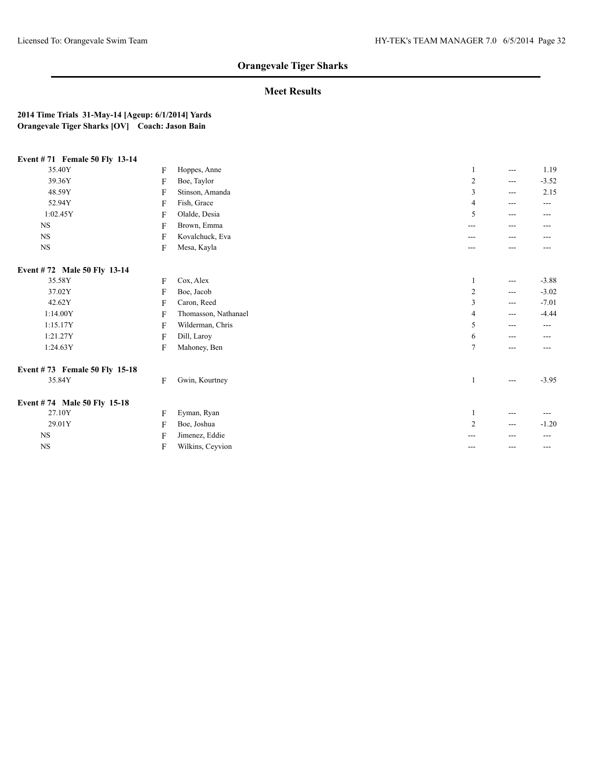## Orangevale Tiger Sharks

## Meet Results

**2014 Time Trials 31-May-14 [Ageup: 6/1/2014] Yards**
**Orangevale Tiger Sharks [OV] Coach: Jason Bain**

**Event # 71 Female 50 Fly 13-14**

| | | | | | |
|---|---|---|---|---|---|
| 35.40Y | F | Hoppes, Anne | 1 | --- | 1.19 |
| 39.36Y | F | Boe, Taylor | 2 | --- | -3.52 |
| 48.59Y | F | Stinson, Amanda | 3 | --- | 2.15 |
| 52.94Y | F | Fish, Grace | 4 | --- | --- |
| 1:02.45Y | F | Olalde, Desia | 5 | --- | --- |
| NS | F | Brown, Emma | --- | --- | --- |
| NS | F | Kovalchuck, Eva | --- | --- | --- |
| NS | F | Mesa, Kayla | --- | --- | --- |

**Event # 72 Male 50 Fly 13-14**

| | | | | | |
|---|---|---|---|---|---|
| 35.58Y | F | Cox, Alex | 1 | --- | -3.88 |
| 37.02Y | F | Boe, Jacob | 2 | --- | -3.02 |
| 42.62Y | F | Caron, Reed | 3 | --- | -7.01 |
| 1:14.00Y | F | Thomasson, Nathanael | 4 | --- | -4.44 |
| 1:15.17Y | F | Wilderman, Chris | 5 | --- | --- |
| 1:21.27Y | F | Dill, Laroy | 6 | --- | --- |
| 1:24.63Y | F | Mahoney, Ben | 7 | --- | --- |

**Event # 73 Female 50 Fly 15-18**

| | | | | | |
|---|---|---|---|---|---|
| 35.84Y | F | Gwin, Kourtney | 1 | --- | -3.95 |

**Event # 74 Male 50 Fly 15-18**

| | | | | | |
|---|---|---|---|---|---|
| 27.10Y | F | Eyman, Ryan | 1 | --- | --- |
| 29.01Y | F | Boe, Joshua | 2 | --- | -1.20 |
| NS | F | Jimenez, Eddie | --- | --- | --- |
| NS | F | Wilkins, Ceyvion | --- | --- | --- |